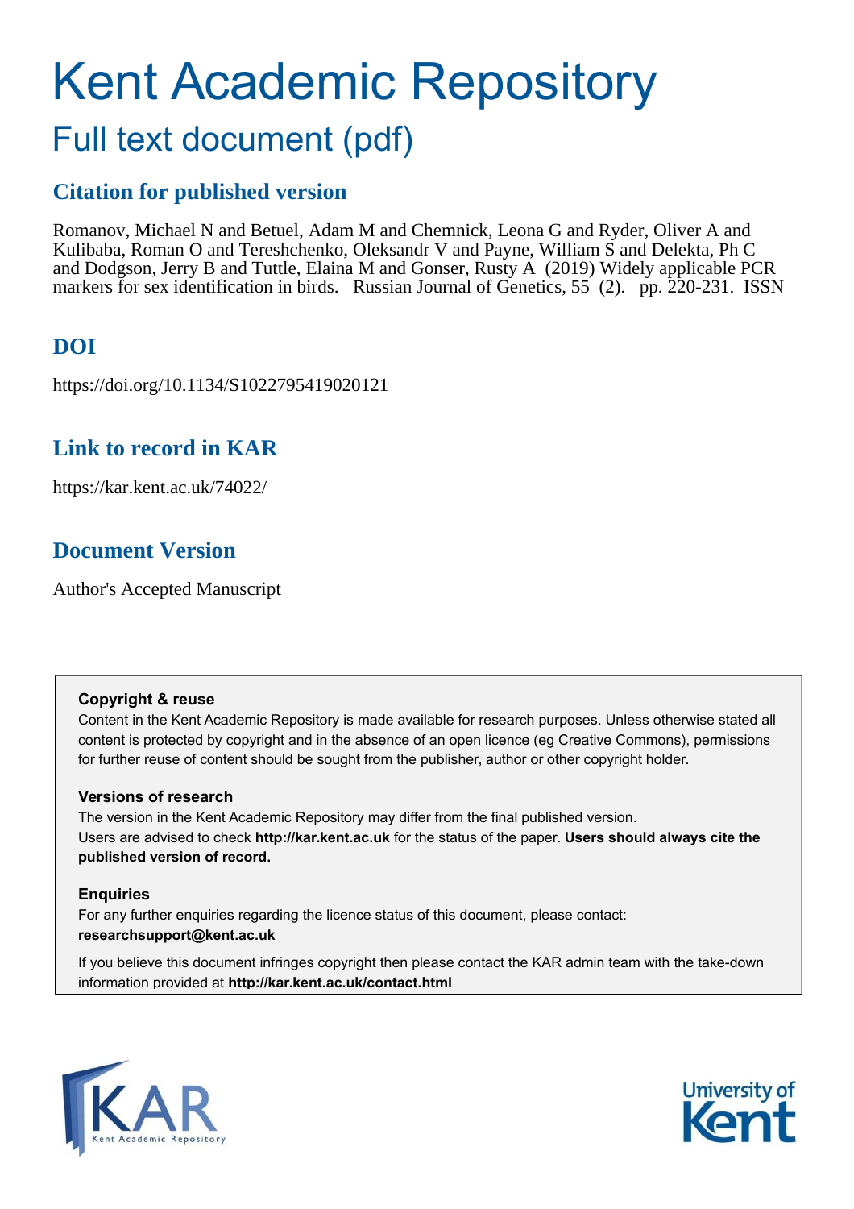# Kent Academic Repository

## Full text document (pdf)

### Citation for published version

Romanov, Michael N and Betuel, Adam M and Chemnick, Leona G and Ryder, Oliver A and Kulibaba, Roman O and Tereshchenko, Oleksandr V and Payne, William S and Delekta, Ph C and Dodgson, Jerry B and Tuttle, Elaina M and Gonser, Rusty A (2019) Widely applicable PCR markers for sex identification in birds. Russian Journal of Genetics, 55 (2). pp. 220-231. ISSN

### DOI

https://doi.org/10.1134/S1022795419020121

### Link to record in KAR

https://kar.kent.ac.uk/74022/

### Document Version

Author's Accepted Manuscript

**Copyright & reuse**

Content in the Kent Academic Repository is made available for research purposes. Unless otherwise stated all content is protected by copyright and in the absence of an open licence (eg Creative Commons), permissions for further reuse of content should be sought from the publisher, author or other copyright holder.

**Versions of research**

The version in the Kent Academic Repository may differ from the final published version. Users are advised to check **http://kar.kent.ac.uk** for the status of the paper. **Users should always cite the published version of record.**

**Enquiries**

For any further enquiries regarding the licence status of this document, please contact: **researchsupport@kent.ac.uk**

If you believe this document infringes copyright then please contact the KAR admin team with the take-down information provided at **http://kar.kent.ac.uk/contact.html**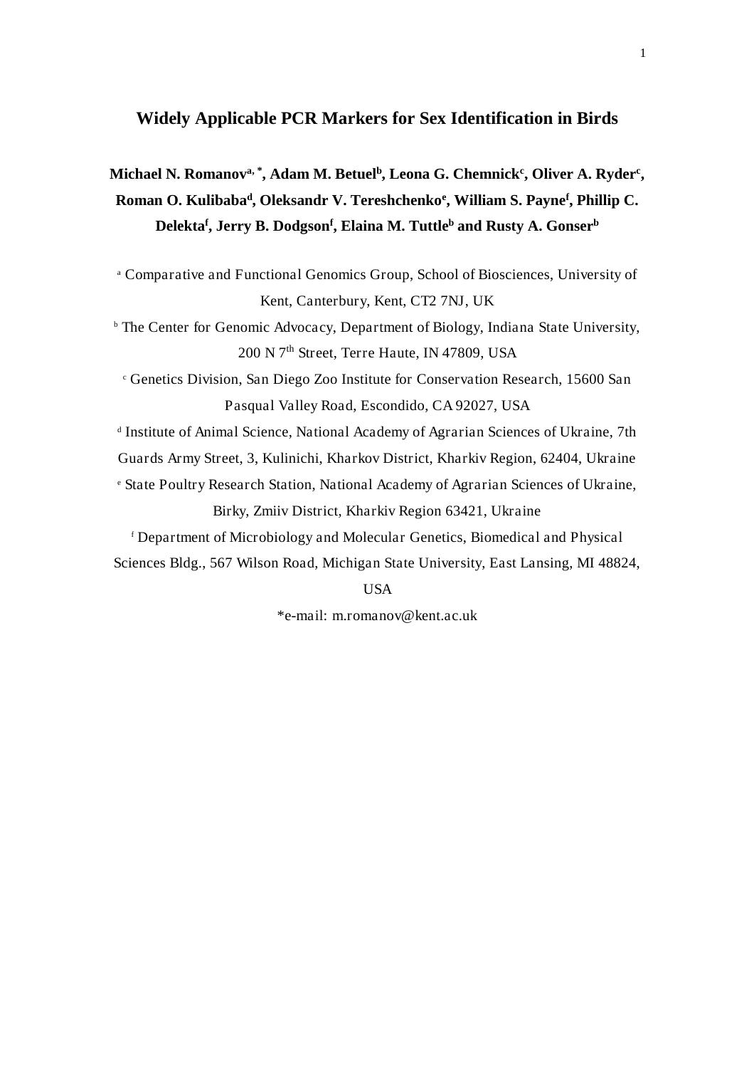# Widely Applicable PCR Markers for Sex Identification in Birds

**Michael N. Romanov[a, *], Adam M. Betuel[b], Leona G. Chemnick[c], Oliver A. Ryder[c], Roman O. Kulibaba[d], Oleksandr V. Tereshchenko[e], William S. Payne[f], Phillip C. Delekta[f], Jerry B. Dodgson[f], Elaina M. Tuttle[b] and Rusty A. Gonser[b]**

[a] Comparative and Functional Genomics Group, School of Biosciences, University of Kent, Canterbury, Kent, CT2 7NJ, UK

[b] The Center for Genomic Advocacy, Department of Biology, Indiana State University, 200 N 7th Street, Terre Haute, IN 47809, USA

[c] Genetics Division, San Diego Zoo Institute for Conservation Research, 15600 San Pasqual Valley Road, Escondido, CA 92027, USA

[d] Institute of Animal Science, National Academy of Agrarian Sciences of Ukraine, 7th Guards Army Street, 3, Kulinichi, Kharkov District, Kharkiv Region, 62404, Ukraine

[e] State Poultry Research Station, National Academy of Agrarian Sciences of Ukraine, Birky, Zmiiv District, Kharkiv Region 63421, Ukraine

[f] Department of Microbiology and Molecular Genetics, Biomedical and Physical Sciences Bldg., 567 Wilson Road, Michigan State University, East Lansing, MI 48824, USA

*e-mail: m.romanov@kent.ac.uk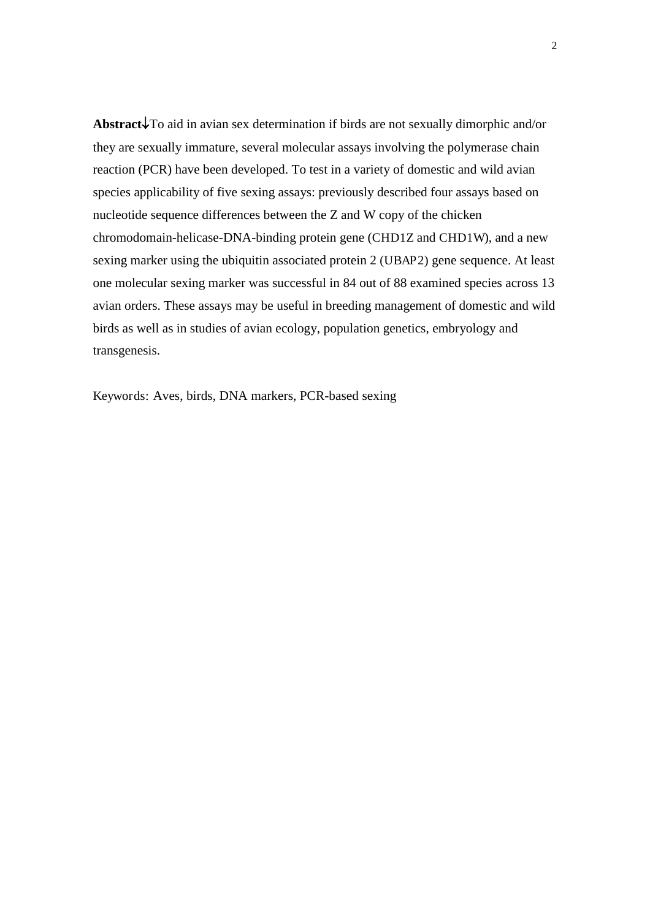**Abstract↓**To aid in avian sex determination if birds are not sexually dimorphic and/or they are sexually immature, several molecular assays involving the polymerase chain reaction (PCR) have been developed. To test in a variety of domestic and wild avian species applicability of five sexing assays: previously described four assays based on nucleotide sequence differences between the Z and W copy of the chicken chromodomain-helicase-DNA-binding protein gene (CHD1Z and CHD1W), and a new sexing marker using the ubiquitin associated protein 2 (UBAP2) gene sequence. At least one molecular sexing marker was successful in 84 out of 88 examined species across 13 avian orders. These assays may be useful in breeding management of domestic and wild birds as well as in studies of avian ecology, population genetics, embryology and transgenesis.

Keywords: Aves, birds, DNA markers, PCR-based sexing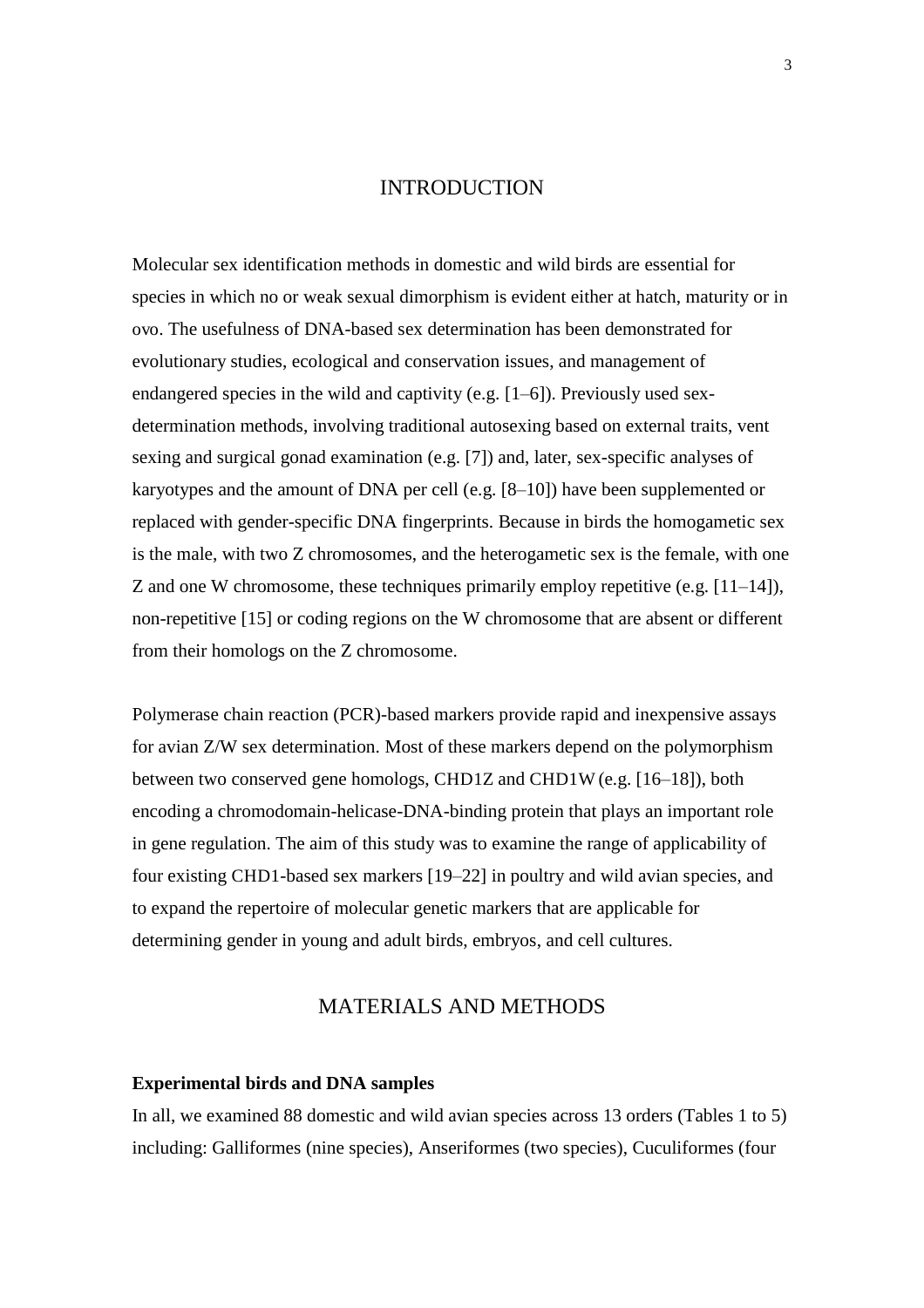## INTRODUCTION

Molecular sex identification methods in domestic and wild birds are essential for species in which no or weak sexual dimorphism is evident either at hatch, maturity or in ovo. The usefulness of DNA-based sex determination has been demonstrated for evolutionary studies, ecological and conservation issues, and management of endangered species in the wild and captivity (e.g. [1–6]). Previously used sex-determination methods, involving traditional autosexing based on external traits, vent sexing and surgical gonad examination (e.g. [7]) and, later, sex-specific analyses of karyotypes and the amount of DNA per cell (e.g. [8–10]) have been supplemented or replaced with gender-specific DNA fingerprints. Because in birds the homogametic sex is the male, with two Z chromosomes, and the heterogametic sex is the female, with one Z and one W chromosome, these techniques primarily employ repetitive (e.g. [11–14]), non-repetitive [15] or coding regions on the W chromosome that are absent or different from their homologs on the Z chromosome.

Polymerase chain reaction (PCR)-based markers provide rapid and inexpensive assays for avian Z/W sex determination. Most of these markers depend on the polymorphism between two conserved gene homologs, CHD1Z and CHD1W (e.g. [16–18]), both encoding a chromodomain-helicase-DNA-binding protein that plays an important role in gene regulation. The aim of this study was to examine the range of applicability of four existing CHD1-based sex markers [19–22] in poultry and wild avian species, and to expand the repertoire of molecular genetic markers that are applicable for determining gender in young and adult birds, embryos, and cell cultures.

## MATERIALS AND METHODS

**Experimental birds and DNA samples**

In all, we examined 88 domestic and wild avian species across 13 orders (Tables 1 to 5) including: Galliformes (nine species), Anseriformes (two species), Cuculiformes (four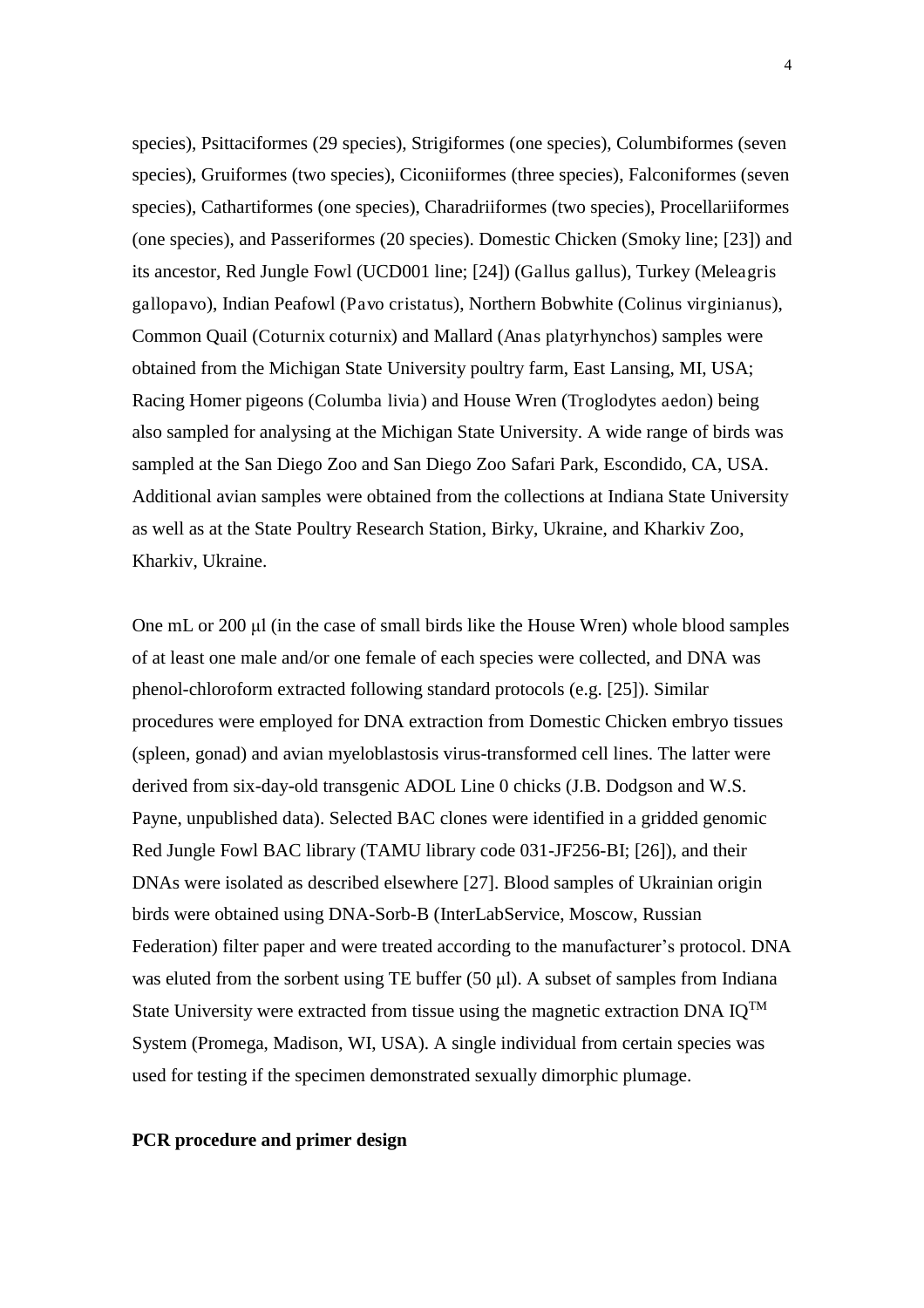species), Psittaciformes (29 species), Strigiformes (one species), Columbiformes (seven species), Gruiformes (two species), Ciconiiformes (three species), Falconiformes (seven species), Cathartiformes (one species), Charadriiformes (two species), Procellariiformes (one species), and Passeriformes (20 species). Domestic Chicken (Smoky line; [23]) and its ancestor, Red Jungle Fowl (UCD001 line; [24]) (*Gallus gallus*), Turkey (*Meleagris gallopavo*), Indian Peafowl (*Pavo cristatus*), Northern Bobwhite (*Colinus virginianus*), Common Quail (*Coturnix coturnix*) and Mallard (*Anas platyrhynchos*) samples were obtained from the Michigan State University poultry farm, East Lansing, MI, USA; Racing Homer pigeons (*Columba livia*) and House Wren (*Troglodytes aedon*) being also sampled for analysing at the Michigan State University. A wide range of birds was sampled at the San Diego Zoo and San Diego Zoo Safari Park, Escondido, CA, USA. Additional avian samples were obtained from the collections at Indiana State University as well as at the State Poultry Research Station, Birky, Ukraine, and Kharkiv Zoo, Kharkiv, Ukraine.

One mL or 200 μl (in the case of small birds like the House Wren) whole blood samples of at least one male and/or one female of each species were collected, and DNA was phenol-chloroform extracted following standard protocols (e.g. [25]). Similar procedures were employed for DNA extraction from Domestic Chicken embryo tissues (spleen, gonad) and avian myeloblastosis virus-transformed cell lines. The latter were derived from six-day-old transgenic ADOL Line 0 chicks (J.B. Dodgson and W.S. Payne, unpublished data). Selected BAC clones were identified in a gridded genomic Red Jungle Fowl BAC library (TAMU library code 031-JF256-BI; [26]), and their DNAs were isolated as described elsewhere [27]. Blood samples of Ukrainian origin birds were obtained using DNA-Sorb-B (InterLabService, Moscow, Russian Federation) filter paper and were treated according to the manufacturer's protocol. DNA was eluted from the sorbent using TE buffer (50 μl). A subset of samples from Indiana State University were extracted from tissue using the magnetic extraction DNA IQ™ System (Promega, Madison, WI, USA). A single individual from certain species was used for testing if the specimen demonstrated sexually dimorphic plumage.

**PCR procedure and primer design**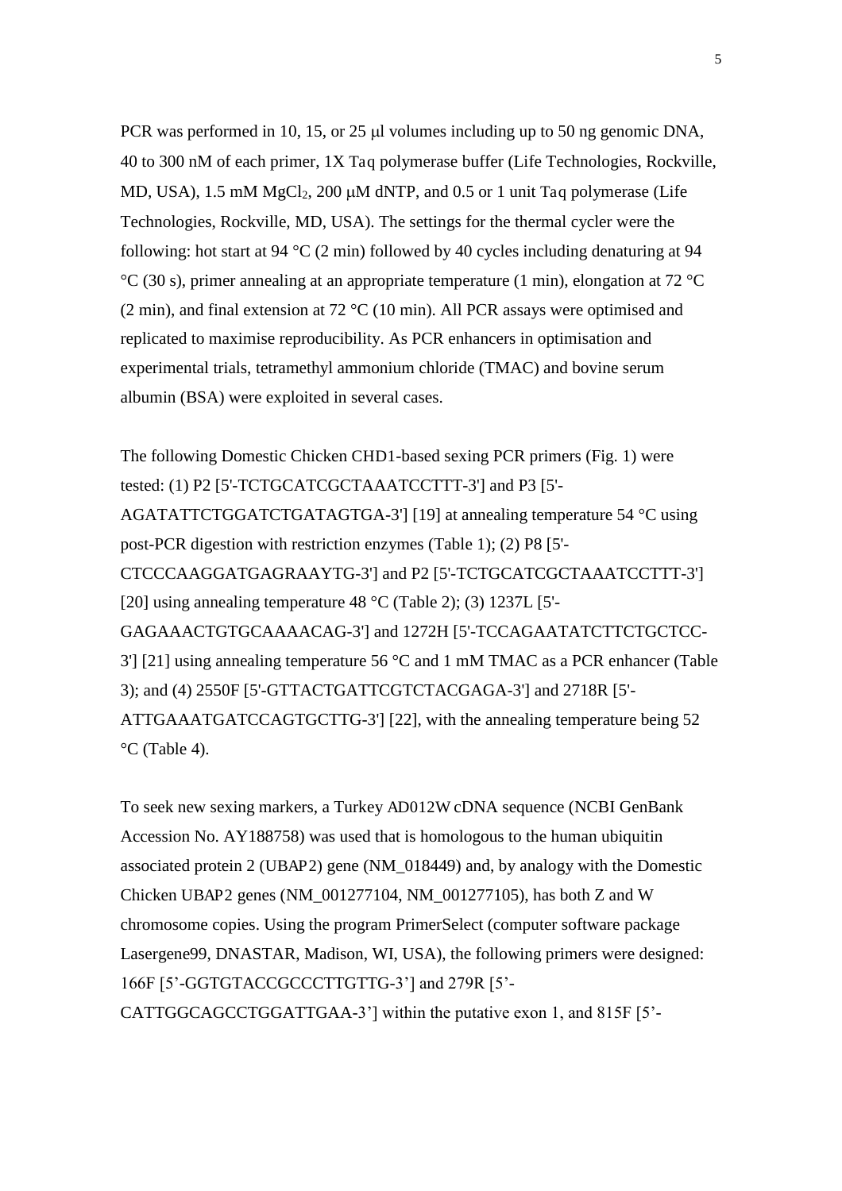PCR was performed in 10, 15, or 25 μl volumes including up to 50 ng genomic DNA, 40 to 300 nM of each primer, 1X *Taq* polymerase buffer (Life Technologies, Rockville, MD, USA), 1.5 mM $MgCl_2$, 200 μM dNTP, and 0.5 or 1 unit *Taq* polymerase (Life Technologies, Rockville, MD, USA). The settings for the thermal cycler were the following: hot start at 94 °C (2 min) followed by 40 cycles including denaturing at 94 °C (30 s), primer annealing at an appropriate temperature (1 min), elongation at 72 °C (2 min), and final extension at 72 °C (10 min). All PCR assays were optimised and replicated to maximise reproducibility. As PCR enhancers in optimisation and experimental trials, tetramethyl ammonium chloride (TMAC) and bovine serum albumin (BSA) were exploited in several cases.

The following Domestic Chicken *CHD1*-based sexing PCR primers (Fig. 1) were tested: (1) P2 [5'-TCTGCATCGCTAAATCCTTT-3'] and P3 [5'-AGATATTCTGGATCTGATAGTGA-3'] [19] at annealing temperature 54 °C using post-PCR digestion with restriction enzymes (Table 1); (2) P8 [5'-CTCCCAAGGATGAGRAAYTG-3'] and P2 [5'-TCTGCATCGCTAAATCCTTT-3'] [20] using annealing temperature 48 °C (Table 2); (3) 1237L [5'-GAGAAACTGTGCAAAACAG-3'] and 1272H [5'-TCCAGAATATCTTCTGCTCC-3'] [21] using annealing temperature 56 °C and 1 mM TMAC as a PCR enhancer (Table 3); and (4) 2550F [5'-GTTACTGATTCGTCTACGAGA-3'] and 2718R [5'-ATTGAAATGATCCAGTGCTTG-3'] [22], with the annealing temperature being 52 °C (Table 4).

To seek new sexing markers, a Turkey *AD012W* cDNA sequence (NCBI GenBank Accession No. AY188758) was used that is homologous to the human ubiquitin associated protein 2 (*UBAP2*) gene (NM_018449) and, by analogy with the Domestic Chicken *UBAP2* genes (NM_001277104, NM_001277105), has both Z and W chromosome copies. Using the program PrimerSelect (computer software package Lasergene99, DNASTAR, Madison, WI, USA), the following primers were designed: 166F [5'-GGTGTACCGCCCTTGTTG-3'] and 279R [5'-CATTGGCAGCCTGGATTGAA-3'] within the putative exon 1, and 815F [5'-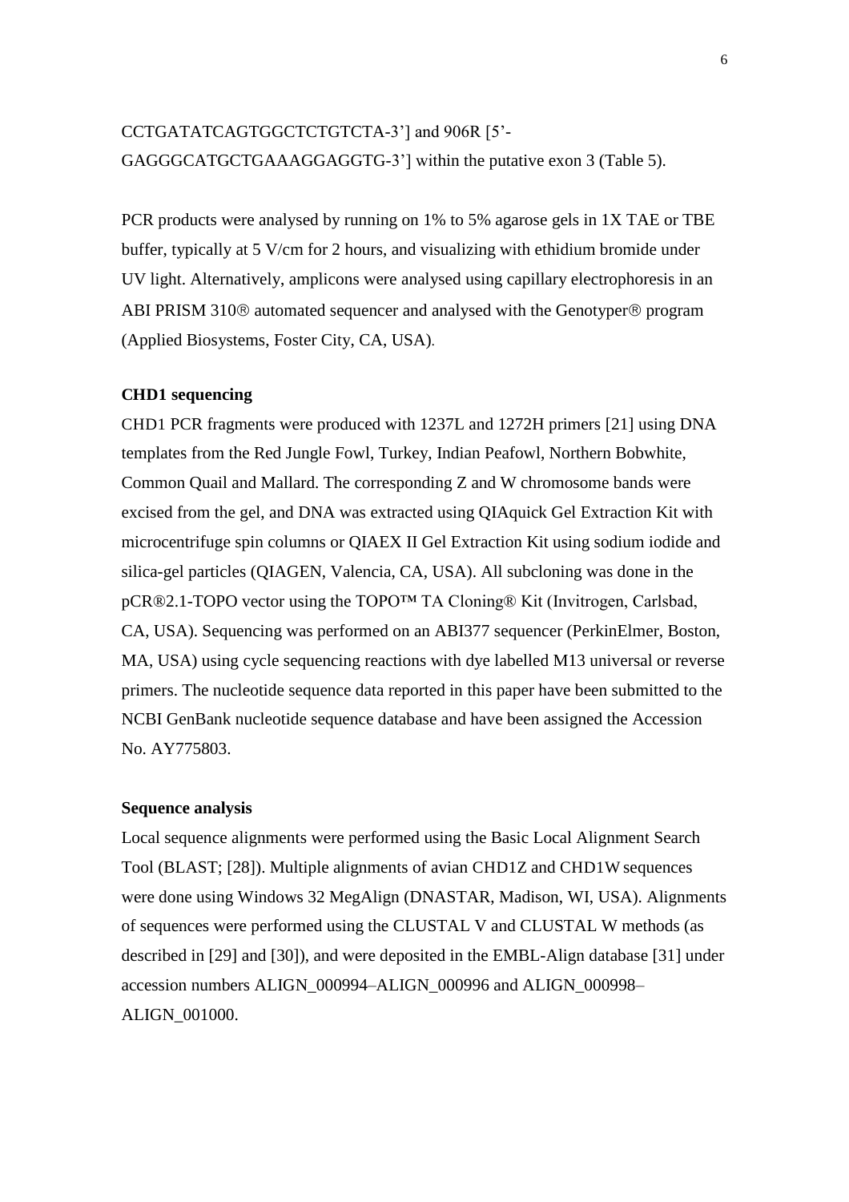CCTGATATCAGTGGCTCTGTCTA-3’] and 906R [5’-GAGGGCATGCTGAAAGGAGGTG-3’] within the putative exon 3 (Table 5).

PCR products were analysed by running on 1% to 5% agarose gels in 1X TAE or TBE buffer, typically at 5 V/cm for 2 hours, and visualizing with ethidium bromide under UV light. Alternatively, amplicons were analysed using capillary electrophoresis in an ABI PRISM 310® automated sequencer and analysed with the Genotyper® program (Applied Biosystems, Foster City, CA, USA).

**CHD1 sequencing**

CHD1 PCR fragments were produced with 1237L and 1272H primers [21] using DNA templates from the Red Jungle Fowl, Turkey, Indian Peafowl, Northern Bobwhite, Common Quail and Mallard. The corresponding Z and W chromosome bands were excised from the gel, and DNA was extracted using QIAquick Gel Extraction Kit with microcentrifuge spin columns or QIAEX II Gel Extraction Kit using sodium iodide and silica-gel particles (QIAGEN, Valencia, CA, USA). All subcloning was done in the pCR®2.1-TOPO vector using the TOPO™ TA Cloning® Kit (Invitrogen, Carlsbad, CA, USA). Sequencing was performed on an ABI377 sequencer (PerkinElmer, Boston, MA, USA) using cycle sequencing reactions with dye labelled M13 universal or reverse primers. The nucleotide sequence data reported in this paper have been submitted to the NCBI GenBank nucleotide sequence database and have been assigned the Accession No. AY775803.

**Sequence analysis**

Local sequence alignments were performed using the Basic Local Alignment Search Tool (BLAST; [28]). Multiple alignments of avian CHD1Z and CHD1W sequences were done using Windows 32 MegAlign (DNASTAR, Madison, WI, USA). Alignments of sequences were performed using the CLUSTAL V and CLUSTAL W methods (as described in [29] and [30]), and were deposited in the EMBL-Align database [31] under accession numbers ALIGN_000994–ALIGN_000996 and ALIGN_000998–ALIGN_001000.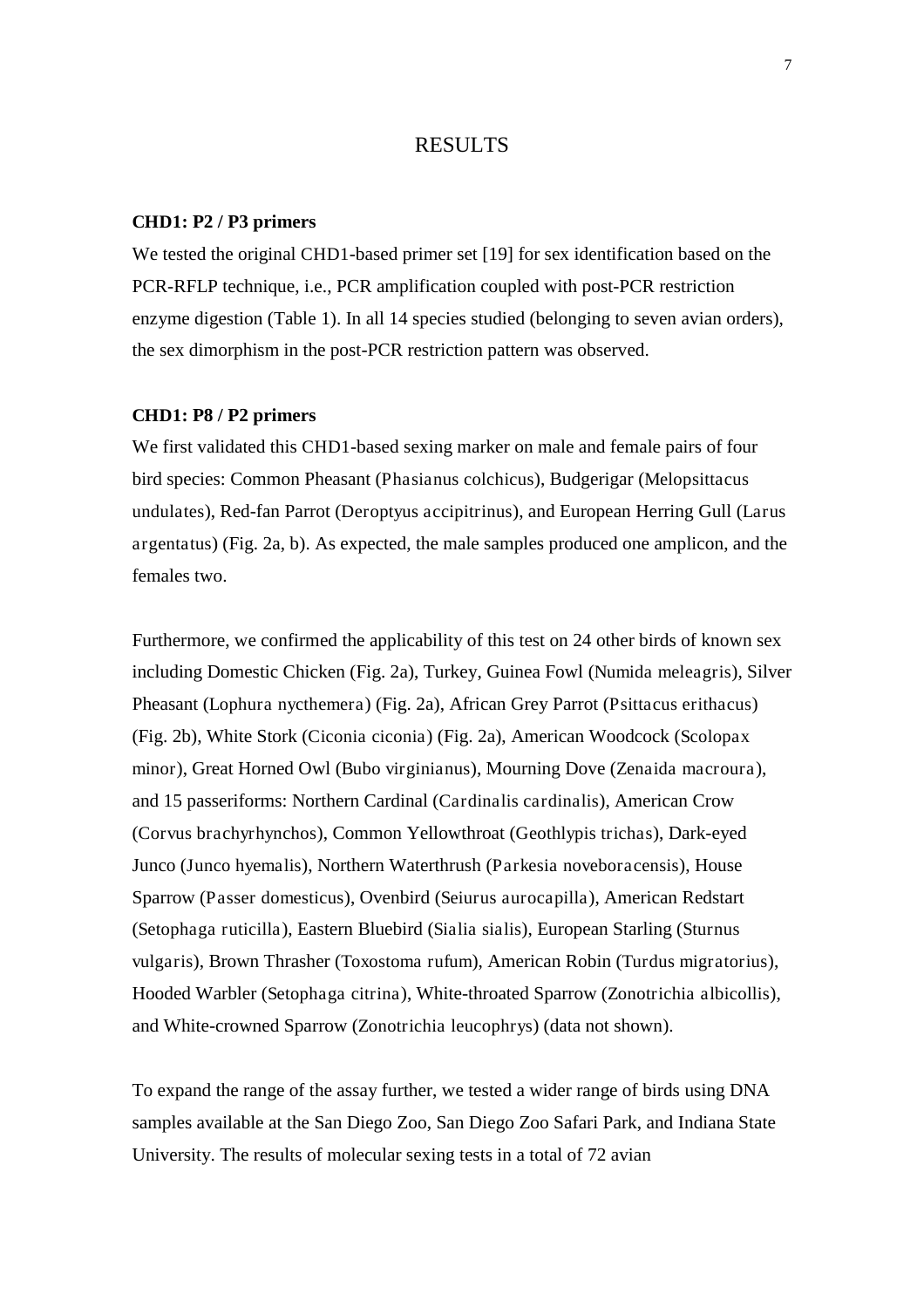# RESULTS

### CHD1: P2 / P3 primers

We tested the original CHD1-based primer set [19] for sex identification based on the PCR-RFLP technique, i.e., PCR amplification coupled with post-PCR restriction enzyme digestion (Table 1). In all 14 species studied (belonging to seven avian orders), the sex dimorphism in the post-PCR restriction pattern was observed.

### CHD1: P8 / P2 primers

We first validated this CHD1-based sexing marker on male and female pairs of four bird species: Common Pheasant (Phasianus colchicus), Budgerigar (Melopsittacus undulates), Red-fan Parrot (Deroptyus accipitrinus), and European Herring Gull (Larus argentatus) (Fig. 2a, b). As expected, the male samples produced one amplicon, and the females two.

Furthermore, we confirmed the applicability of this test on 24 other birds of known sex including Domestic Chicken (Fig. 2a), Turkey, Guinea Fowl (Numida meleagris), Silver Pheasant (Lophura nycthemera) (Fig. 2a), African Grey Parrot (Psittacus erithacus) (Fig. 2b), White Stork (Ciconia ciconia) (Fig. 2a), American Woodcock (Scolopax minor), Great Horned Owl (Bubo virginianus), Mourning Dove (Zenaida macroura), and 15 passeriforms: Northern Cardinal (Cardinalis cardinalis), American Crow (Corvus brachyrhynchos), Common Yellowthroat (Geothlypis trichas), Dark-eyed Junco (Junco hyemalis), Northern Waterthrush (Parkesia noveboracensis), House Sparrow (Passer domesticus), Ovenbird (Seiurus aurocapilla), American Redstart (Setophaga ruticilla), Eastern Bluebird (Sialia sialis), European Starling (Sturnus vulgaris), Brown Thrasher (Toxostoma rufum), American Robin (Turdus migratorius), Hooded Warbler (Setophaga citrina), White-throated Sparrow (Zonotrichia albicollis), and White-crowned Sparrow (Zonotrichia leucophrys) (data not shown).

To expand the range of the assay further, we tested a wider range of birds using DNA samples available at the San Diego Zoo, San Diego Zoo Safari Park, and Indiana State University. The results of molecular sexing tests in a total of 72 avian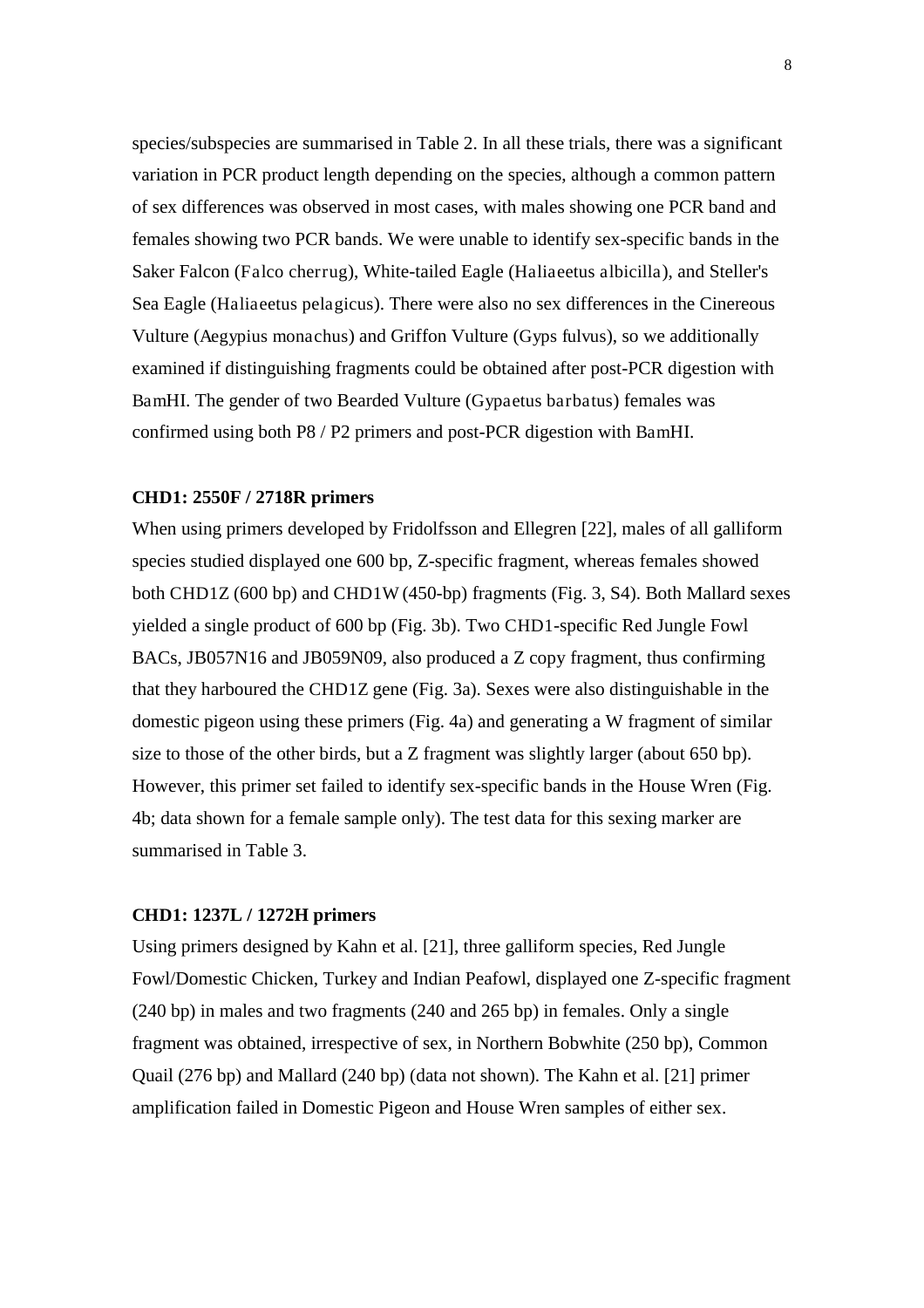species/subspecies are summarised in Table 2. In all these trials, there was a significant variation in PCR product length depending on the species, although a common pattern of sex differences was observed in most cases, with males showing one PCR band and females showing two PCR bands. We were unable to identify sex-specific bands in the Saker Falcon (*Falco cherrug*), White-tailed Eagle (*Haliaeetus albicilla*), and Steller's Sea Eagle (*Haliaeetus pelagicus*). There were also no sex differences in the Cinereous Vulture (*Aegypius monachus*) and Griffon Vulture (*Gyps fulvus*), so we additionally examined if distinguishing fragments could be obtained after post-PCR digestion with *Bam*HI. The gender of two Bearded Vulture (*Gypaetus barbatus*) females was confirmed using both P8 / P2 primers and post-PCR digestion with *Bam*HI.

### CHD1: 2550F / 2718R primers

When using primers developed by Fridolfsson and Ellegren [22], males of all galliform species studied displayed one 600 bp, Z-specific fragment, whereas females showed both *CHD1Z* (600 bp) and *CHD1W* (450-bp) fragments (Fig. 3, S4). Both Mallard sexes yielded a single product of 600 bp (Fig. 3b). Two *CHD1*-specific Red Jungle Fowl BACs, JB057N16 and JB059N09, also produced a Z copy fragment, thus confirming that they harboured the *CHD1Z* gene (Fig. 3a). Sexes were also distinguishable in the domestic pigeon using these primers (Fig. 4a) and generating a W fragment of similar size to those of the other birds, but a Z fragment was slightly larger (about 650 bp). However, this primer set failed to identify sex-specific bands in the House Wren (Fig. 4b; data shown for a female sample only). The test data for this sexing marker are summarised in Table 3.

### CHD1: 1237L / 1272H primers

Using primers designed by Kahn et al. [21], three galliform species, Red Jungle Fowl/Domestic Chicken, Turkey and Indian Peafowl, displayed one Z-specific fragment (240 bp) in males and two fragments (240 and 265 bp) in females. Only a single fragment was obtained, irrespective of sex, in Northern Bobwhite (250 bp), Common Quail (276 bp) and Mallard (240 bp) (data not shown). The Kahn et al. [21] primer amplification failed in Domestic Pigeon and House Wren samples of either sex.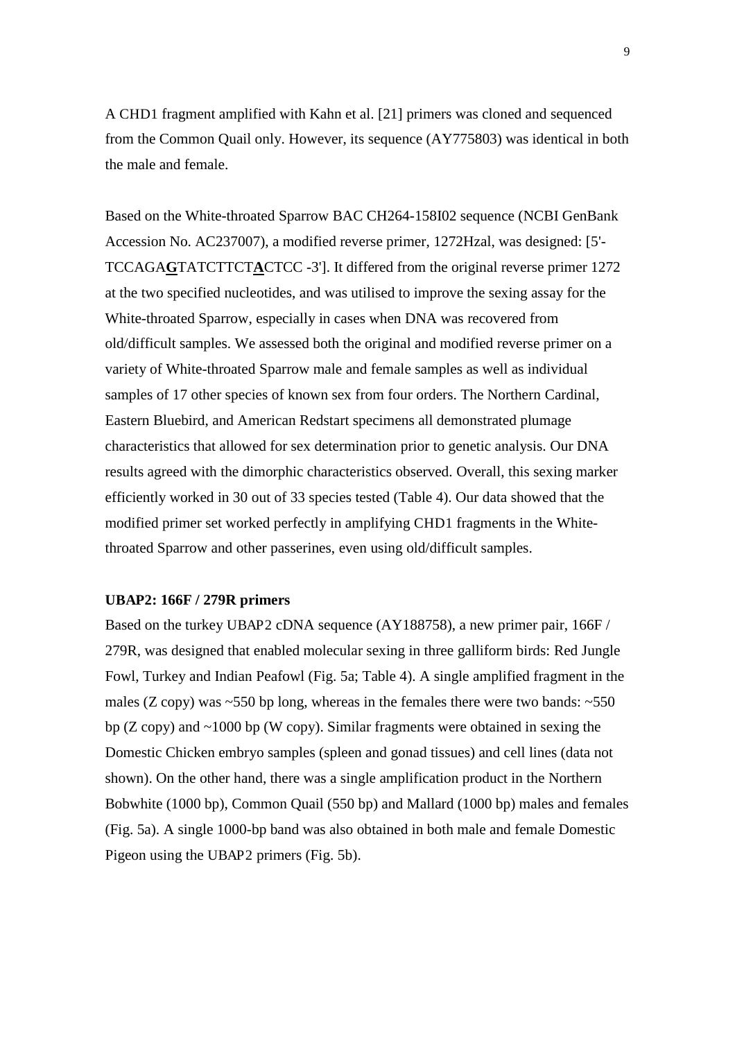A CHD1 fragment amplified with Kahn et al. [21] primers was cloned and sequenced from the Common Quail only. However, its sequence (AY775803) was identical in both the male and female.

Based on the White-throated Sparrow BAC CH264-158I02 sequence (NCBI GenBank Accession No. AC237007), a modified reverse primer, 1272Hzal, was designed: [5'-TCCAGA**G**TATCTTCT**A**CTCC -3']. It differed from the original reverse primer 1272 at the two specified nucleotides, and was utilised to improve the sexing assay for the White-throated Sparrow, especially in cases when DNA was recovered from old/difficult samples. We assessed both the original and modified reverse primer on a variety of White-throated Sparrow male and female samples as well as individual samples of 17 other species of known sex from four orders. The Northern Cardinal, Eastern Bluebird, and American Redstart specimens all demonstrated plumage characteristics that allowed for sex determination prior to genetic analysis. Our DNA results agreed with the dimorphic characteristics observed. Overall, this sexing marker efficiently worked in 30 out of 33 species tested (Table 4). Our data showed that the modified primer set worked perfectly in amplifying CHD1 fragments in the White-throated Sparrow and other passerines, even using old/difficult samples.

**UBAP2: 166F / 279R primers**

Based on the turkey UBAP2 cDNA sequence (AY188758), a new primer pair, 166F / 279R, was designed that enabled molecular sexing in three galliform birds: Red Jungle Fowl, Turkey and Indian Peafowl (Fig. 5a; Table 4). A single amplified fragment in the males (Z copy) was ~550 bp long, whereas in the females there were two bands: ~550 bp (Z copy) and ~1000 bp (W copy). Similar fragments were obtained in sexing the Domestic Chicken embryo samples (spleen and gonad tissues) and cell lines (data not shown). On the other hand, there was a single amplification product in the Northern Bobwhite (1000 bp), Common Quail (550 bp) and Mallard (1000 bp) males and females (Fig. 5a). A single 1000-bp band was also obtained in both male and female Domestic Pigeon using the UBAP2 primers (Fig. 5b).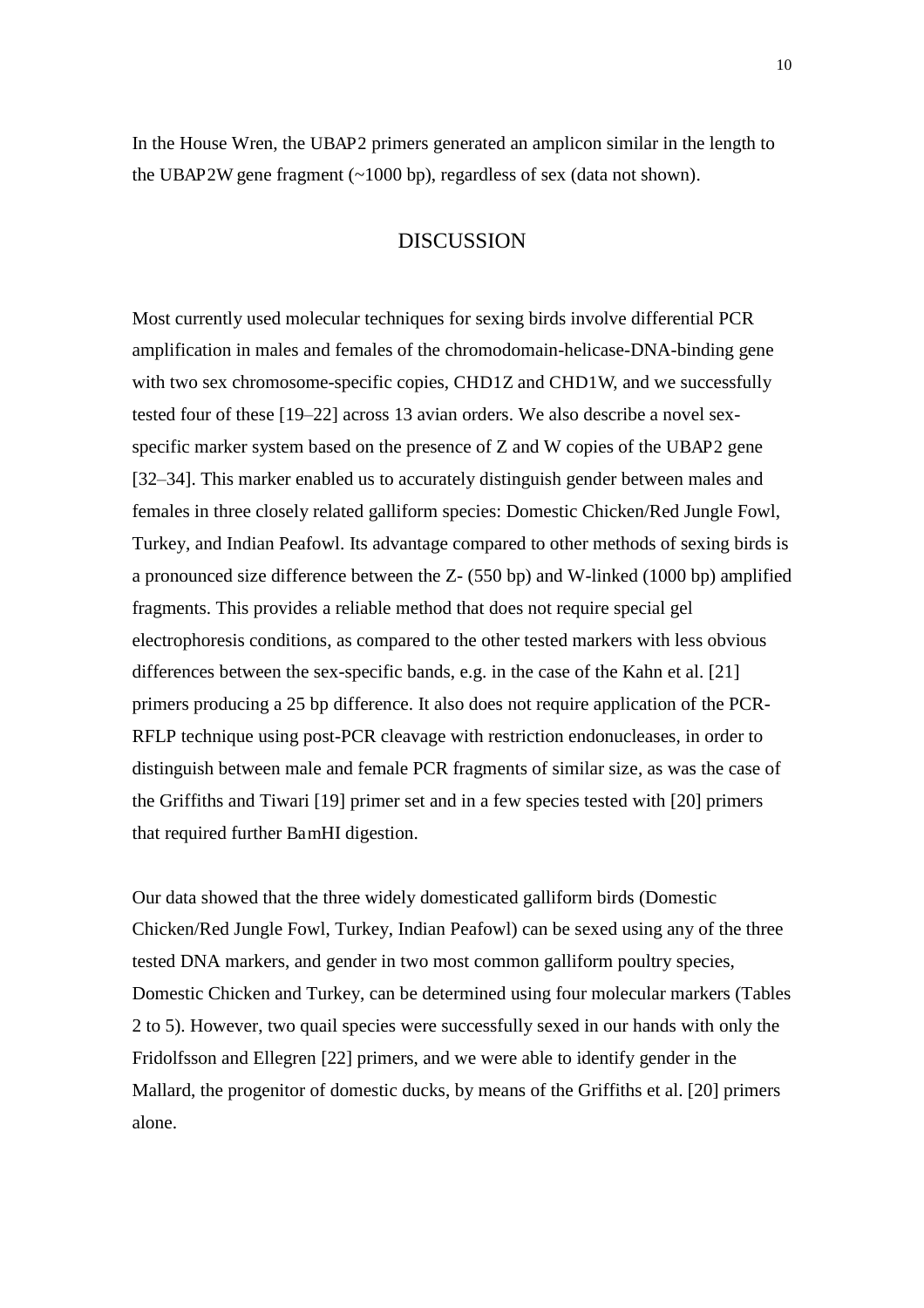In the House Wren, the UBAP2 primers generated an amplicon similar in the length to the UBAP2W gene fragment (~1000 bp), regardless of sex (data not shown).

## DISCUSSION

Most currently used molecular techniques for sexing birds involve differential PCR amplification in males and females of the chromodomain-helicase-DNA-binding gene with two sex chromosome-specific copies, CHD1Z and CHD1W, and we successfully tested four of these [19–22] across 13 avian orders. We also describe a novel sex-specific marker system based on the presence of Z and W copies of the UBAP2 gene [32–34]. This marker enabled us to accurately distinguish gender between males and females in three closely related galliform species: Domestic Chicken/Red Jungle Fowl, Turkey, and Indian Peafowl. Its advantage compared to other methods of sexing birds is a pronounced size difference between the Z- (550 bp) and W-linked (1000 bp) amplified fragments. This provides a reliable method that does not require special gel electrophoresis conditions, as compared to the other tested markers with less obvious differences between the sex-specific bands, e.g. in the case of the Kahn et al. [21] primers producing a 25 bp difference. It also does not require application of the PCR-RFLP technique using post-PCR cleavage with restriction endonucleases, in order to distinguish between male and female PCR fragments of similar size, as was the case of the Griffiths and Tiwari [19] primer set and in a few species tested with [20] primers that required further BamHI digestion.

Our data showed that the three widely domesticated galliform birds (Domestic Chicken/Red Jungle Fowl, Turkey, Indian Peafowl) can be sexed using any of the three tested DNA markers, and gender in two most common galliform poultry species, Domestic Chicken and Turkey, can be determined using four molecular markers (Tables 2 to 5). However, two quail species were successfully sexed in our hands with only the Fridolfsson and Ellegren [22] primers, and we were able to identify gender in the Mallard, the progenitor of domestic ducks, by means of the Griffiths et al. [20] primers alone.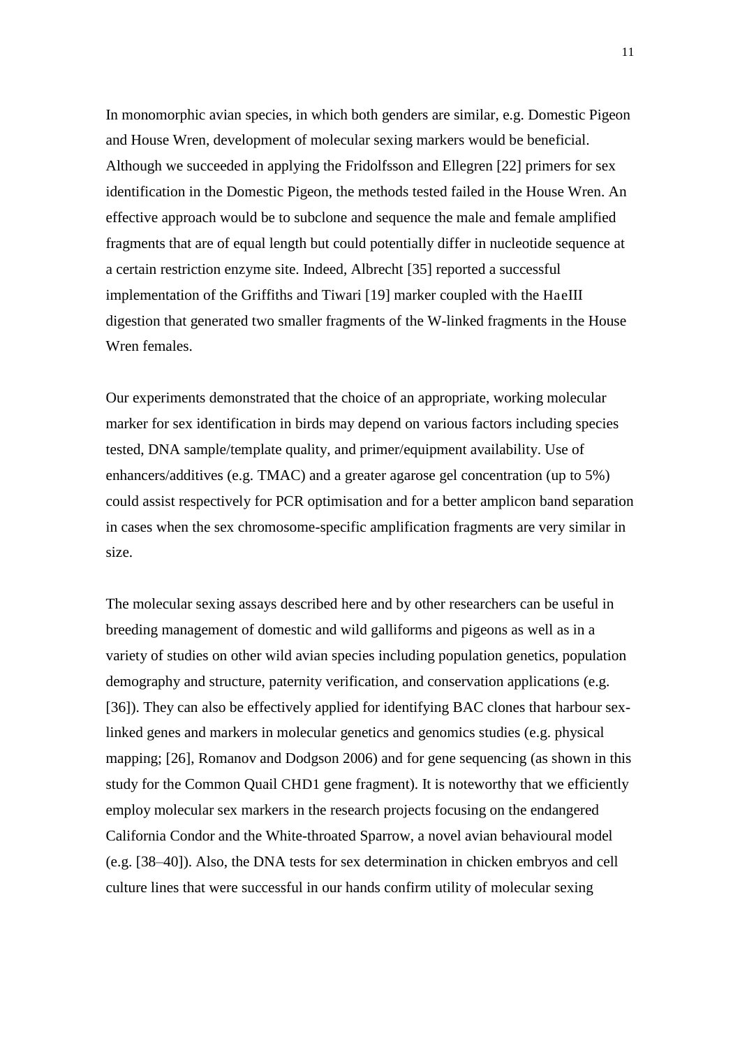In monomorphic avian species, in which both genders are similar, e.g. Domestic Pigeon and House Wren, development of molecular sexing markers would be beneficial. Although we succeeded in applying the Fridolfsson and Ellegren [22] primers for sex identification in the Domestic Pigeon, the methods tested failed in the House Wren. An effective approach would be to subclone and sequence the male and female amplified fragments that are of equal length but could potentially differ in nucleotide sequence at a certain restriction enzyme site. Indeed, Albrecht [35] reported a successful implementation of the Griffiths and Tiwari [19] marker coupled with the HaeIII digestion that generated two smaller fragments of the W-linked fragments in the House Wren females.

Our experiments demonstrated that the choice of an appropriate, working molecular marker for sex identification in birds may depend on various factors including species tested, DNA sample/template quality, and primer/equipment availability. Use of enhancers/additives (e.g. TMAC) and a greater agarose gel concentration (up to 5%) could assist respectively for PCR optimisation and for a better amplicon band separation in cases when the sex chromosome-specific amplification fragments are very similar in size.

The molecular sexing assays described here and by other researchers can be useful in breeding management of domestic and wild galliforms and pigeons as well as in a variety of studies on other wild avian species including population genetics, population demography and structure, paternity verification, and conservation applications (e.g. [36]). They can also be effectively applied for identifying BAC clones that harbour sex-linked genes and markers in molecular genetics and genomics studies (e.g. physical mapping; [26], Romanov and Dodgson 2006) and for gene sequencing (as shown in this study for the Common Quail CHD1 gene fragment). It is noteworthy that we efficiently employ molecular sex markers in the research projects focusing on the endangered California Condor and the White-throated Sparrow, a novel avian behavioural model (e.g. [38–40]). Also, the DNA tests for sex determination in chicken embryos and cell culture lines that were successful in our hands confirm utility of molecular sexing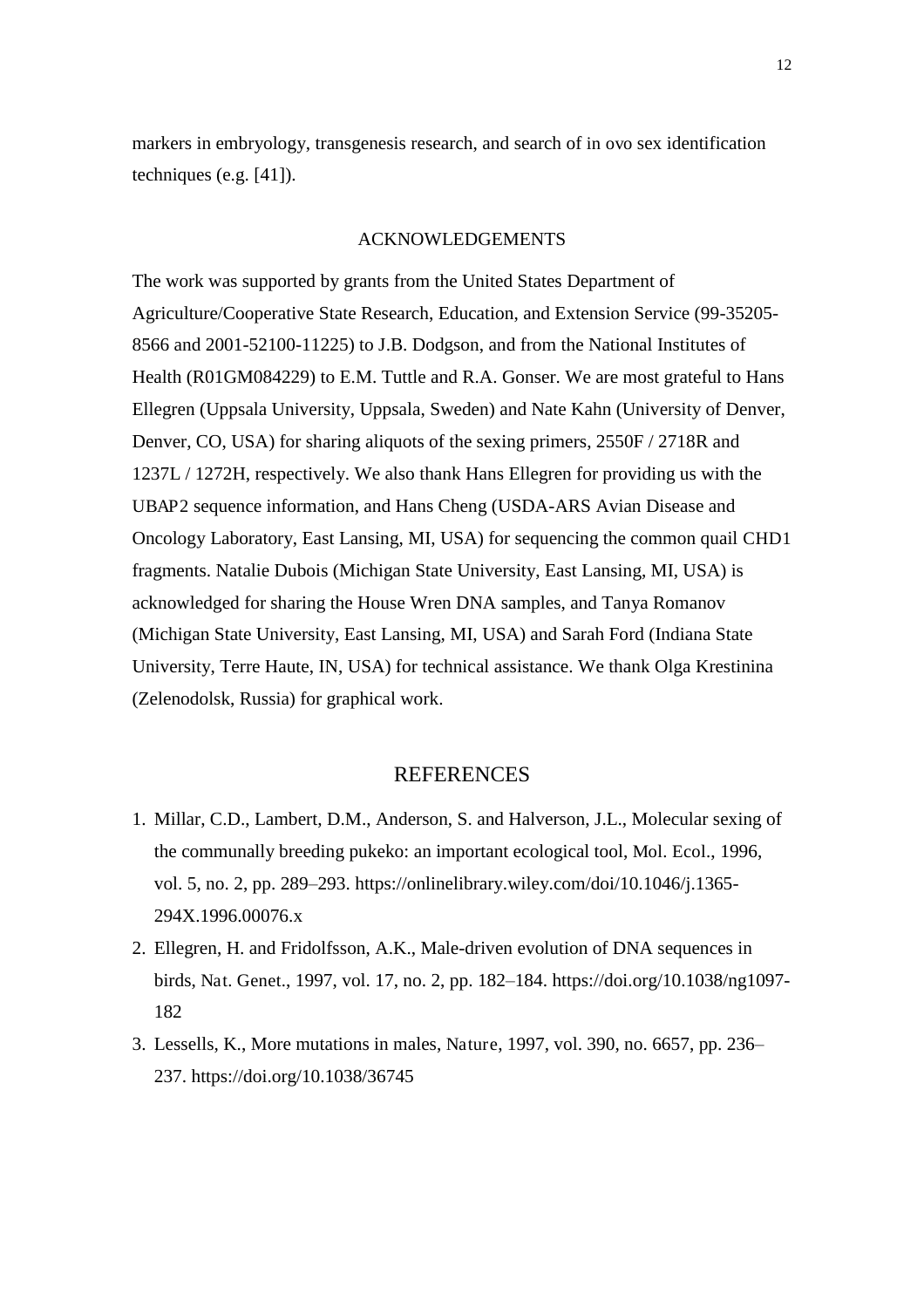markers in embryology, transgenesis research, and search of in ovo sex identification techniques (e.g. [41]).

## ACKNOWLEDGEMENTS

The work was supported by grants from the United States Department of Agriculture/Cooperative State Research, Education, and Extension Service (99-35205-8566 and 2001-52100-11225) to J.B. Dodgson, and from the National Institutes of Health (R01GM084229) to E.M. Tuttle and R.A. Gonser. We are most grateful to Hans Ellegren (Uppsala University, Uppsala, Sweden) and Nate Kahn (University of Denver, Denver, CO, USA) for sharing aliquots of the sexing primers, 2550F / 2718R and 1237L / 1272H, respectively. We also thank Hans Ellegren for providing us with the UBAP2 sequence information, and Hans Cheng (USDA-ARS Avian Disease and Oncology Laboratory, East Lansing, MI, USA) for sequencing the common quail CHD1 fragments. Natalie Dubois (Michigan State University, East Lansing, MI, USA) is acknowledged for sharing the House Wren DNA samples, and Tanya Romanov (Michigan State University, East Lansing, MI, USA) and Sarah Ford (Indiana State University, Terre Haute, IN, USA) for technical assistance. We thank Olga Krestinina (Zelenodolsk, Russia) for graphical work.

## REFERENCES

1. Millar, C.D., Lambert, D.M., Anderson, S. and Halverson, J.L., Molecular sexing of the communally breeding pukeko: an important ecological tool, Mol. Ecol., 1996, vol. 5, no. 2, pp. 289–293. https://onlinelibrary.wiley.com/doi/10.1046/j.1365-294X.1996.00076.x
2. Ellegren, H. and Fridolfsson, A.K., Male-driven evolution of DNA sequences in birds, Nat. Genet., 1997, vol. 17, no. 2, pp. 182–184. https://doi.org/10.1038/ng1097-182
3. Lessells, K., More mutations in males, Nature, 1997, vol. 390, no. 6657, pp. 236–237. https://doi.org/10.1038/36745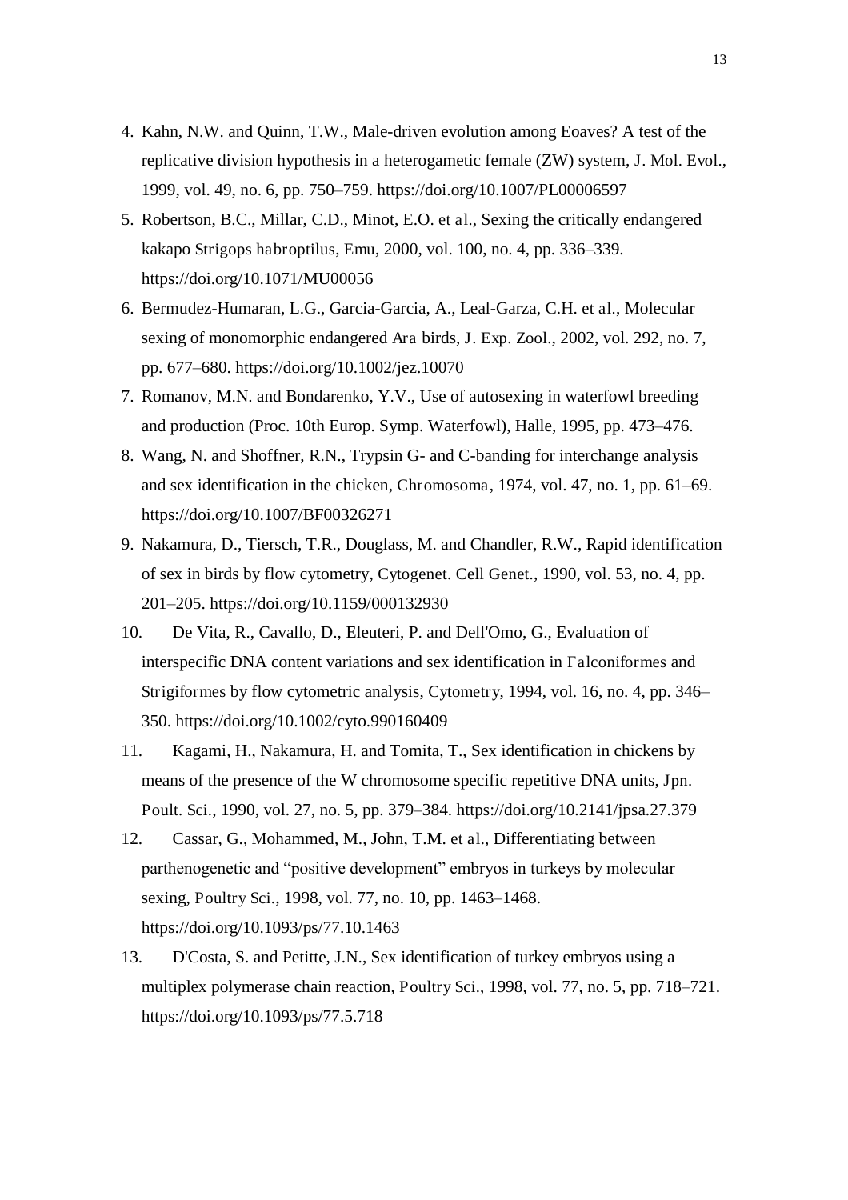4. Kahn, N.W. and Quinn, T.W., Male-driven evolution among Eoaves? A test of the replicative division hypothesis in a heterogametic female (ZW) system, J. Mol. Evol., 1999, vol. 49, no. 6, pp. 750–759. https://doi.org/10.1007/PL00006597
5. Robertson, B.C., Millar, C.D., Minot, E.O. et al., Sexing the critically endangered kakapo Strigops habroptilus, Emu, 2000, vol. 100, no. 4, pp. 336–339. https://doi.org/10.1071/MU00056
6. Bermudez-Humaran, L.G., Garcia-Garcia, A., Leal-Garza, C.H. et al., Molecular sexing of monomorphic endangered Ara birds, J. Exp. Zool., 2002, vol. 292, no. 7, pp. 677–680. https://doi.org/10.1002/jez.10070
7. Romanov, M.N. and Bondarenko, Y.V., Use of autosexing in waterfowl breeding and production (Proc. 10th Europ. Symp. Waterfowl), Halle, 1995, pp. 473–476.
8. Wang, N. and Shoffner, R.N., Trypsin G- and C-banding for interchange analysis and sex identification in the chicken, Chromosoma, 1974, vol. 47, no. 1, pp. 61–69. https://doi.org/10.1007/BF00326271
9. Nakamura, D., Tiersch, T.R., Douglass, M. and Chandler, R.W., Rapid identification of sex in birds by flow cytometry, Cytogenet. Cell Genet., 1990, vol. 53, no. 4, pp. 201–205. https://doi.org/10.1159/000132930
10. De Vita, R., Cavallo, D., Eleuteri, P. and Dell'Omo, G., Evaluation of interspecific DNA content variations and sex identification in Falconiformes and Strigiformes by flow cytometric analysis, Cytometry, 1994, vol. 16, no. 4, pp. 346–350. https://doi.org/10.1002/cyto.990160409
11. Kagami, H., Nakamura, H. and Tomita, T., Sex identification in chickens by means of the presence of the W chromosome specific repetitive DNA units, Jpn. Poult. Sci., 1990, vol. 27, no. 5, pp. 379–384. https://doi.org/10.2141/jpsa.27.379
12. Cassar, G., Mohammed, M., John, T.M. et al., Differentiating between parthenogenetic and "positive development" embryos in turkeys by molecular sexing, Poultry Sci., 1998, vol. 77, no. 10, pp. 1463–1468. https://doi.org/10.1093/ps/77.10.1463
13. D'Costa, S. and Petitte, J.N., Sex identification of turkey embryos using a multiplex polymerase chain reaction, Poultry Sci., 1998, vol. 77, no. 5, pp. 718–721. https://doi.org/10.1093/ps/77.5.718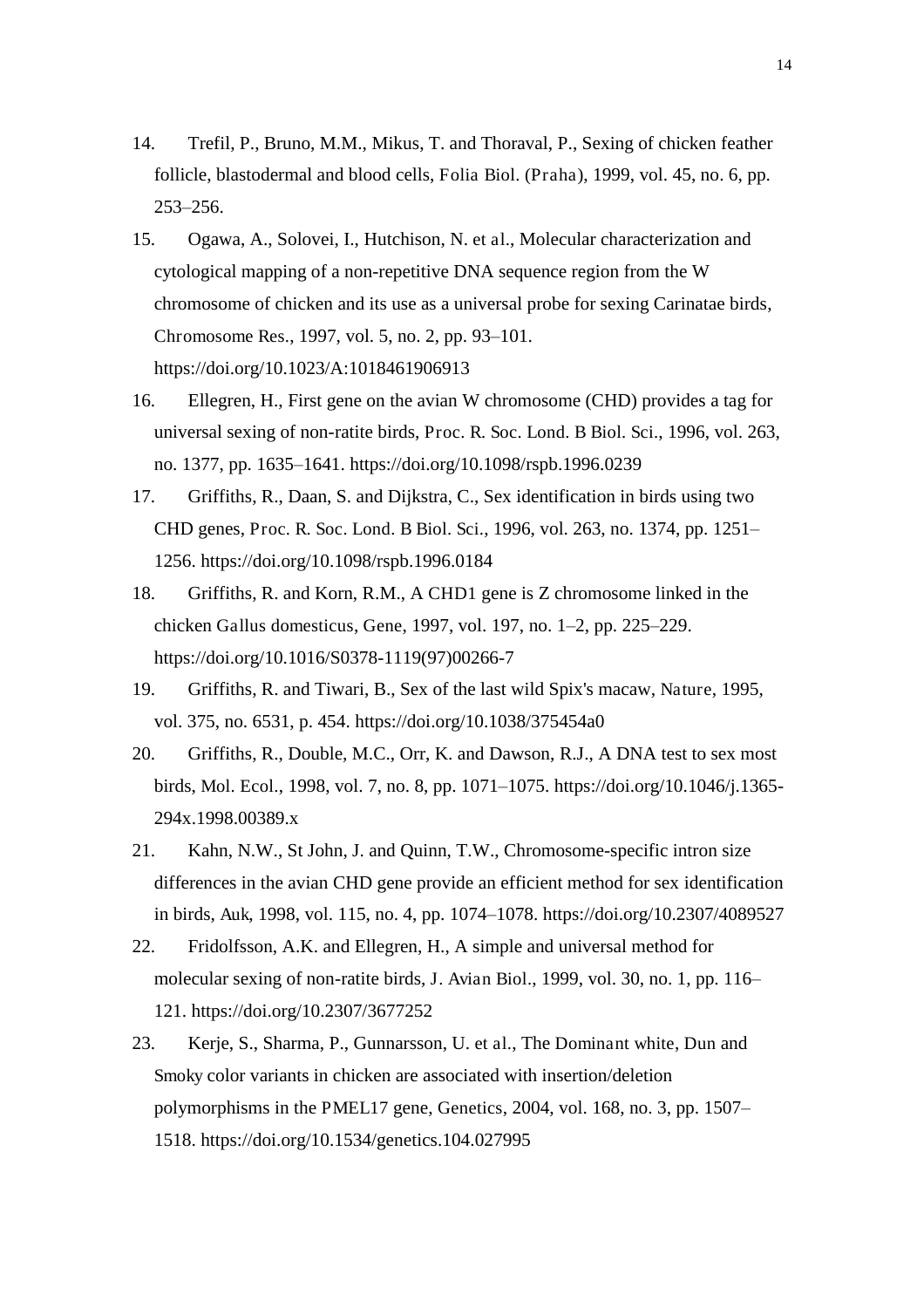14. Trefil, P., Bruno, M.M., Mikus, T. and Thoraval, P., Sexing of chicken feather follicle, blastodermal and blood cells, *Folia Biol. (Praha)*, 1999, vol. 45, no. 6, pp. 253–256.

15. Ogawa, A., Solovei, I., Hutchison, N. *et al.*, Molecular characterization and cytological mapping of a non-repetitive DNA sequence region from the W chromosome of chicken and its use as a universal probe for sexing Carinatae birds, *Chromosome Res.*, 1997, vol. 5, no. 2, pp. 93–101. https://doi.org/10.1023/A:1018461906913

16. Ellegren, H., First gene on the avian W chromosome (CHD) provides a tag for universal sexing of non-ratite birds, *Proc. R. Soc. Lond. B Biol. Sci.*, 1996, vol. 263, no. 1377, pp. 1635–1641. https://doi.org/10.1098/rspb.1996.0239

17. Griffiths, R., Daan, S. and Dijkstra, C., Sex identification in birds using two CHD genes, *Proc. R. Soc. Lond. B Biol. Sci.*, 1996, vol. 263, no. 1374, pp. 1251–1256. https://doi.org/10.1098/rspb.1996.0184

18. Griffiths, R. and Korn, R.M., A CHD1 gene is Z chromosome linked in the chicken *Gallus domesticus*, *Gene*, 1997, vol. 197, no. 1–2, pp. 225–229. https://doi.org/10.1016/S0378-1119(97)00266-7

19. Griffiths, R. and Tiwari, B., Sex of the last wild Spix's macaw, *Nature*, 1995, vol. 375, no. 6531, p. 454. https://doi.org/10.1038/375454a0

20. Griffiths, R., Double, M.C., Orr, K. and Dawson, R.J., A DNA test to sex most birds, *Mol. Ecol.*, 1998, vol. 7, no. 8, pp. 1071–1075. https://doi.org/10.1046/j.1365-294x.1998.00389.x

21. Kahn, N.W., St John, J. and Quinn, T.W., Chromosome-specific intron size differences in the avian CHD gene provide an efficient method for sex identification in birds, *Auk*, 1998, vol. 115, no. 4, pp. 1074–1078. https://doi.org/10.2307/4089527

22. Fridolfsson, A.K. and Ellegren, H., A simple and universal method for molecular sexing of non-ratite birds, *J. Avian Biol.*, 1999, vol. 30, no. 1, pp. 116–121. https://doi.org/10.2307/3677252

23. Kerje, S., Sharma, P., Gunnarsson, U. *et al.*, The *Dominant white*, *Dun* and *Smoky* color variants in chicken are associated with insertion/deletion polymorphisms in the *PMEL17* gene, *Genetics*, 2004, vol. 168, no. 3, pp. 1507–1518. https://doi.org/10.1534/genetics.104.027995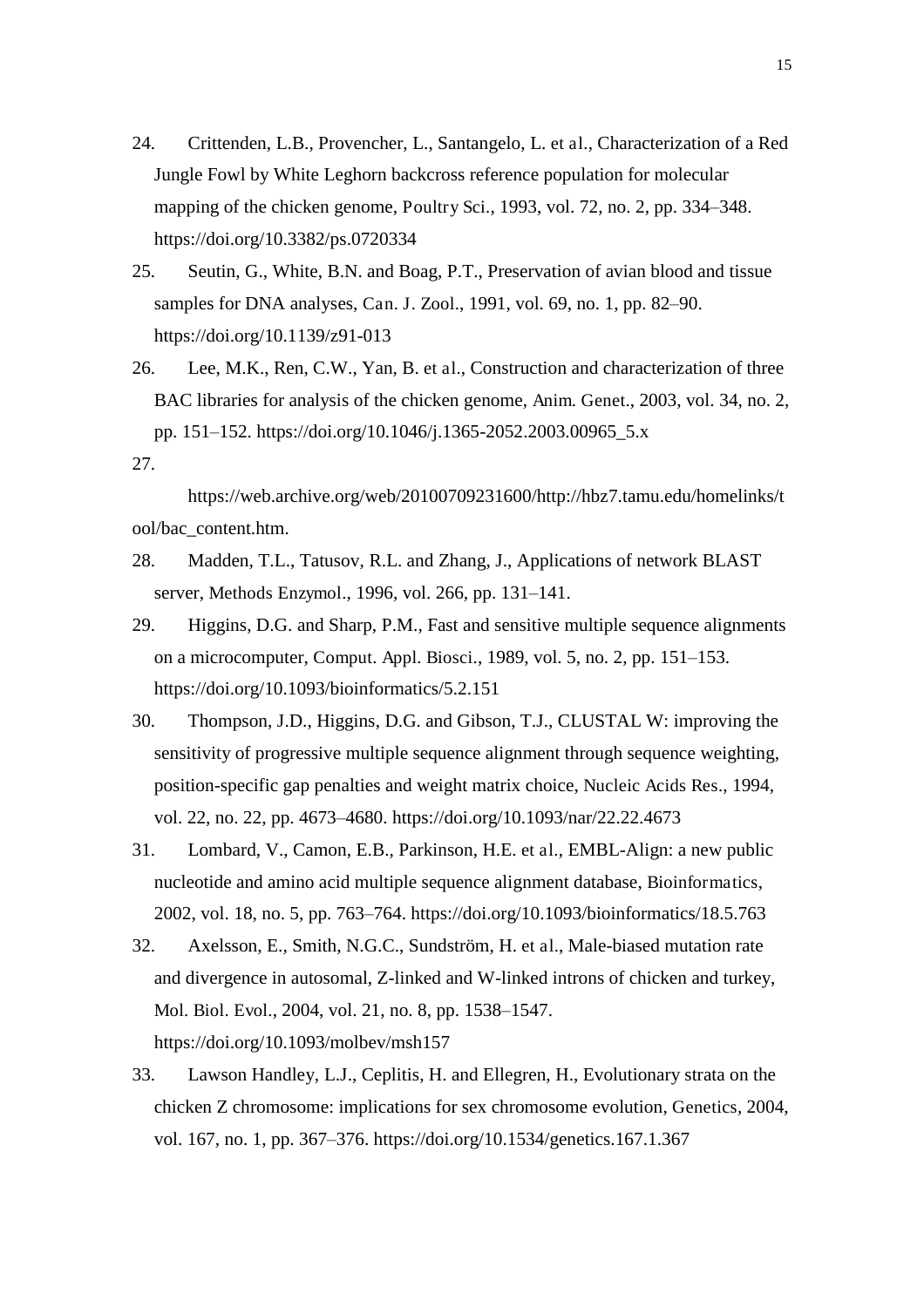24. Crittenden, L.B., Provencher, L., Santangelo, L. et al., Characterization of a Red Jungle Fowl by White Leghorn backcross reference population for molecular mapping of the chicken genome, Poultry Sci., 1993, vol. 72, no. 2, pp. 334–348. https://doi.org/10.3382/ps.0720334

25. Seutin, G., White, B.N. and Boag, P.T., Preservation of avian blood and tissue samples for DNA analyses, Can. J. Zool., 1991, vol. 69, no. 1, pp. 82–90. https://doi.org/10.1139/z91-013

26. Lee, M.K., Ren, C.W., Yan, B. et al., Construction and characterization of three BAC libraries for analysis of the chicken genome, Anim. Genet., 2003, vol. 34, no. 2, pp. 151–152. https://doi.org/10.1046/j.1365-2052.2003.00965_5.x

27. https://web.archive.org/web/20100709231600/http://hbz7.tamu.edu/homelinks/tool/bac_content.htm.

28. Madden, T.L., Tatusov, R.L. and Zhang, J., Applications of network BLAST server, Methods Enzymol., 1996, vol. 266, pp. 131–141.

29. Higgins, D.G. and Sharp, P.M., Fast and sensitive multiple sequence alignments on a microcomputer, Comput. Appl. Biosci., 1989, vol. 5, no. 2, pp. 151–153. https://doi.org/10.1093/bioinformatics/5.2.151

30. Thompson, J.D., Higgins, D.G. and Gibson, T.J., CLUSTAL W: improving the sensitivity of progressive multiple sequence alignment through sequence weighting, position-specific gap penalties and weight matrix choice, Nucleic Acids Res., 1994, vol. 22, no. 22, pp. 4673–4680. https://doi.org/10.1093/nar/22.22.4673

31. Lombard, V., Camon, E.B., Parkinson, H.E. et al., EMBL-Align: a new public nucleotide and amino acid multiple sequence alignment database, Bioinformatics, 2002, vol. 18, no. 5, pp. 763–764. https://doi.org/10.1093/bioinformatics/18.5.763

32. Axelsson, E., Smith, N.G.C., Sundström, H. et al., Male-biased mutation rate and divergence in autosomal, Z-linked and W-linked introns of chicken and turkey, Mol. Biol. Evol., 2004, vol. 21, no. 8, pp. 1538–1547. https://doi.org/10.1093/molbev/msh157

33. Lawson Handley, L.J., Ceplitis, H. and Ellegren, H., Evolutionary strata on the chicken Z chromosome: implications for sex chromosome evolution, Genetics, 2004, vol. 167, no. 1, pp. 367–376. https://doi.org/10.1534/genetics.167.1.367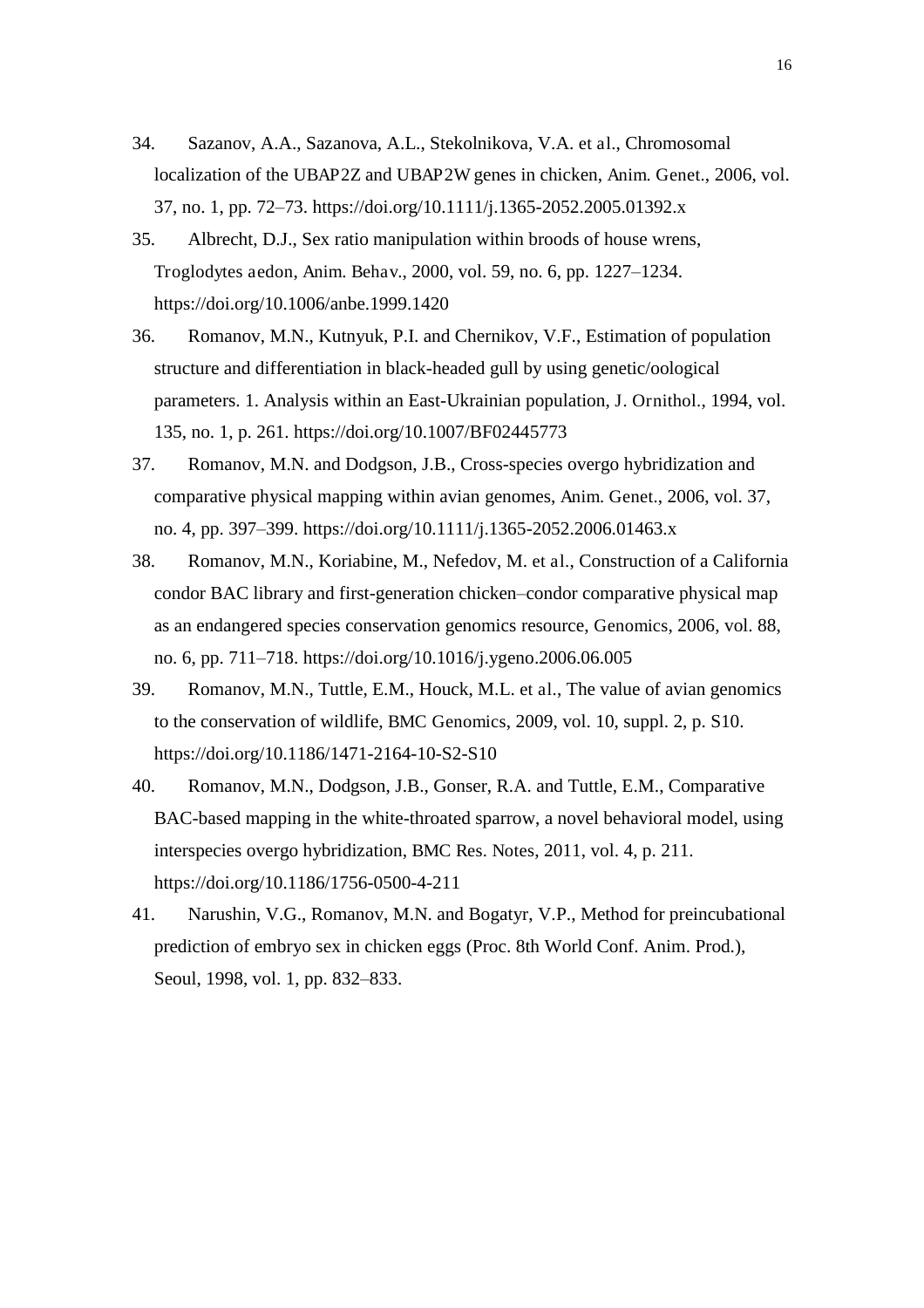34. Sazanov, A.A., Sazanova, A.L., Stekolnikova, V.A. et al., Chromosomal localization of the UBAP2Z and UBAP2W genes in chicken, Anim. Genet., 2006, vol. 37, no. 1, pp. 72–73. https://doi.org/10.1111/j.1365-2052.2005.01392.x

35. Albrecht, D.J., Sex ratio manipulation within broods of house wrens, Troglodytes aedon, Anim. Behav., 2000, vol. 59, no. 6, pp. 1227–1234. https://doi.org/10.1006/anbe.1999.1420

36. Romanov, M.N., Kutnyuk, P.I. and Chernikov, V.F., Estimation of population structure and differentiation in black-headed gull by using genetic/oological parameters. 1. Analysis within an East-Ukrainian population, J. Ornithol., 1994, vol. 135, no. 1, p. 261. https://doi.org/10.1007/BF02445773

37. Romanov, M.N. and Dodgson, J.B., Cross-species overgo hybridization and comparative physical mapping within avian genomes, Anim. Genet., 2006, vol. 37, no. 4, pp. 397–399. https://doi.org/10.1111/j.1365-2052.2006.01463.x

38. Romanov, M.N., Koriabine, M., Nefedov, M. et al., Construction of a California condor BAC library and first-generation chicken–condor comparative physical map as an endangered species conservation genomics resource, Genomics, 2006, vol. 88, no. 6, pp. 711–718. https://doi.org/10.1016/j.ygeno.2006.06.005

39. Romanov, M.N., Tuttle, E.M., Houck, M.L. et al., The value of avian genomics to the conservation of wildlife, BMC Genomics, 2009, vol. 10, suppl. 2, p. S10. https://doi.org/10.1186/1471-2164-10-S2-S10

40. Romanov, M.N., Dodgson, J.B., Gonser, R.A. and Tuttle, E.M., Comparative BAC-based mapping in the white-throated sparrow, a novel behavioral model, using interspecies overgo hybridization, BMC Res. Notes, 2011, vol. 4, p. 211. https://doi.org/10.1186/1756-0500-4-211

41. Narushin, V.G., Romanov, M.N. and Bogatyr, V.P., Method for preincubational prediction of embryo sex in chicken eggs (Proc. 8th World Conf. Anim. Prod.), Seoul, 1998, vol. 1, pp. 832–833.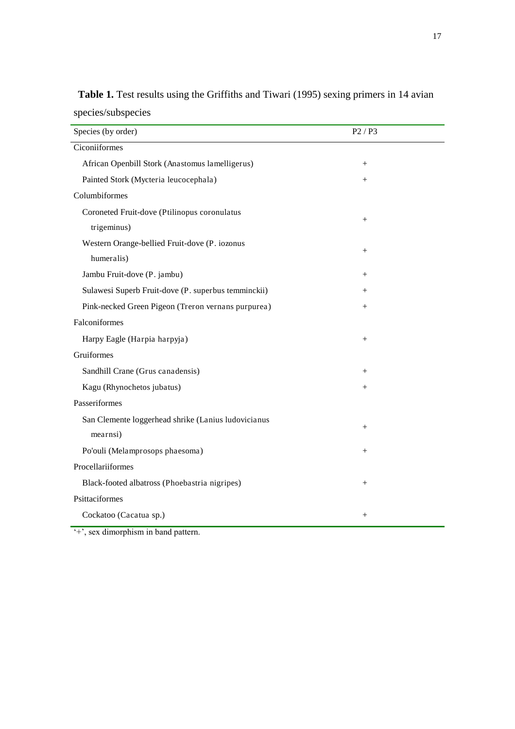**Table 1.** Test results using the Griffiths and Tiwari (1995) sexing primers in 14 avian species/subspecies

| Species (by order) | P2 / P3 |
|---|---|
| Ciconiiformes | |
| African Openbill Stork (Anastomus lamelligerus) | + |
| Painted Stork (Mycteria leucocephala) | + |
| Columbiformes | |
| Coroneted Fruit-dove (Ptilinopus coronulatus trigeminus) | + |
| Western Orange-bellied Fruit-dove (P. iozonus humeralis) | + |
| Jambu Fruit-dove (P. jambu) | + |
| Sulawesi Superb Fruit-dove (P. superbus temminckii) | + |
| Pink-necked Green Pigeon (Treron vernans purpurea) | + |
| Falconiformes | |
| Harpy Eagle (Harpia harpyja) | + |
| Gruiformes | |
| Sandhill Crane (Grus canadensis) | + |
| Kagu (Rhynochetos jubatus) | + |
| Passeriformes | |
| San Clemente loggerhead shrike (Lanius ludovicianus mearnsi) | + |
| Po'ouli (Melamprosops phaesoma) | + |
| Procellariiformes | |
| Black-footed albatross (Phoebastria nigripes) | + |
| Psittaciformes | |
| Cockatoo (Cacatua sp.) | + |

'+', sex dimorphism in band pattern.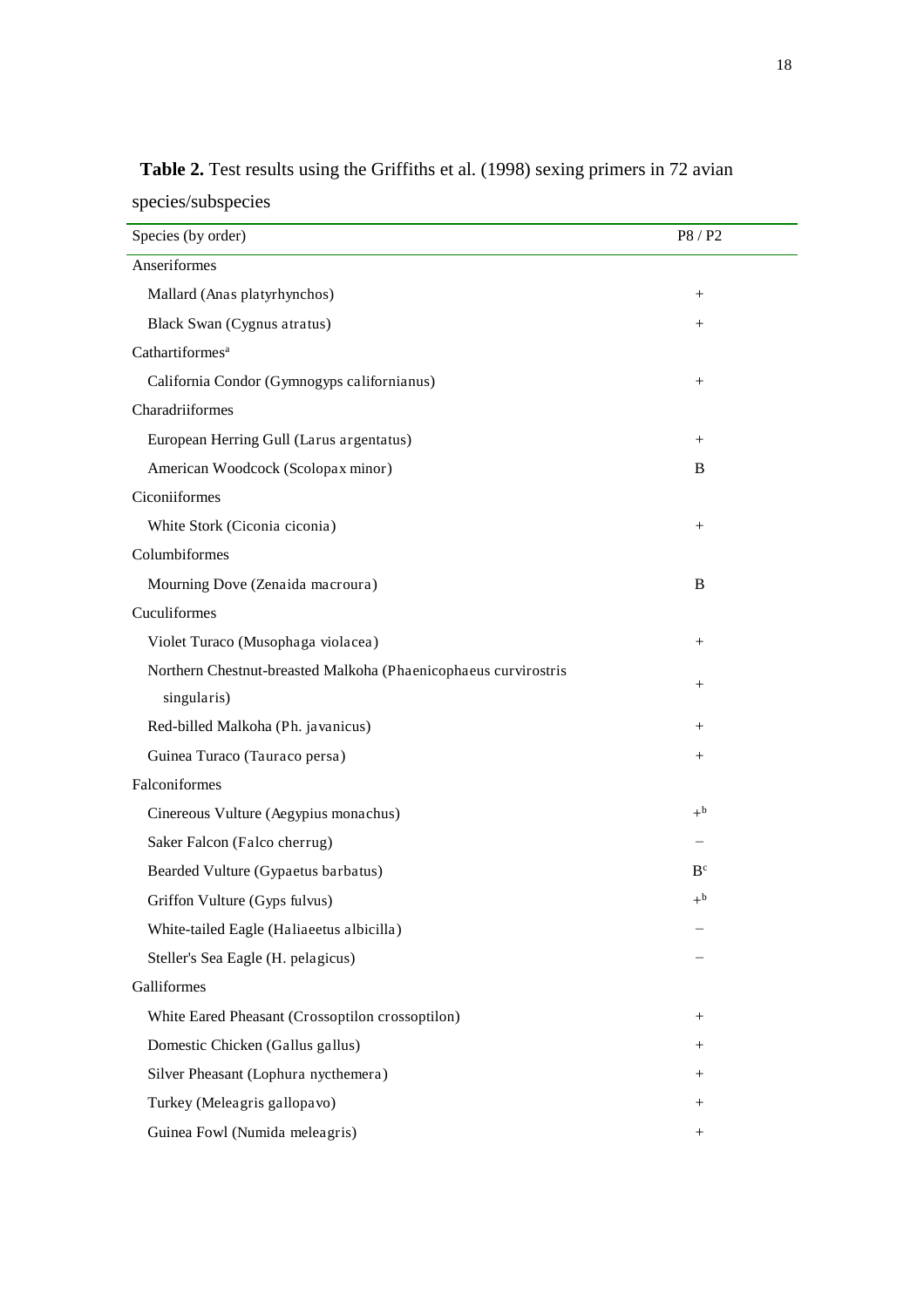**Table 2.** Test results using the Griffiths et al. (1998) sexing primers in 72 avian species/subspecies

| Species (by order) | P8 / P2 |
|---|---|
| Anseriformes | |
| Mallard (Anas platyrhynchos) | + |
| Black Swan (Cygnus atratus) | + |
| Cathartiformes[a] | |
| California Condor (Gymnogyps californianus) | + |
| Charadriiformes | |
| European Herring Gull (Larus argentatus) | + |
| American Woodcock (Scolopax minor) | B |
| Ciconiiformes | |
| White Stork (Ciconia ciconia) | + |
| Columbiformes | |
| Mourning Dove (Zenaida macroura) | B |
| Cuculiformes | |
| Violet Turaco (Musophaga violacea) | + |
| Northern Chestnut-breasted Malkoha (Phaenicophaeus curvirostris singularis) | + |
| Red-billed Malkoha (Ph. javanicus) | + |
| Guinea Turaco (Tauraco persa) | + |
| Falconiformes | |
| Cinereous Vulture (Aegypius monachus) | +[b] |
| Saker Falcon (Falco cherrug) | − |
| Bearded Vulture (Gypaetus barbatus) | B[c] |
| Griffon Vulture (Gyps fulvus) | +[b] |
| White-tailed Eagle (Haliaeetus albicilla) | − |
| Steller's Sea Eagle (H. pelagicus) | − |
| Galliformes | |
| White Eared Pheasant (Crossoptilon crossoptilon) | + |
| Domestic Chicken (Gallus gallus) | + |
| Silver Pheasant (Lophura nycthemera) | + |
| Turkey (Meleagris gallopavo) | + |
| Guinea Fowl (Numida meleagris) | + |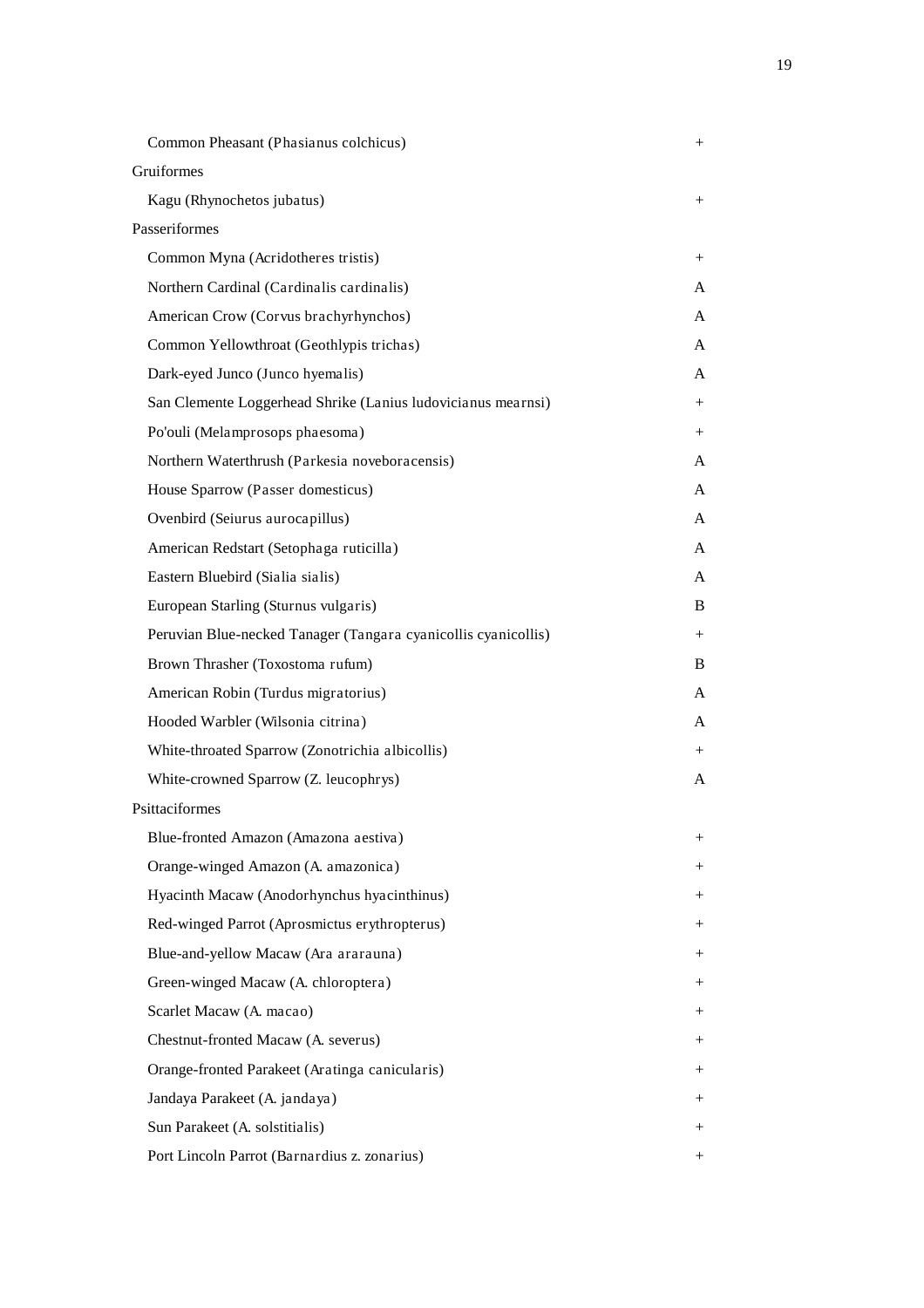| | |
|---|---|
| Common Pheasant (Phasianus colchicus) | + |
| Gruiformes | |
| Kagu (Rhynochetos jubatus) | + |
| Passeriformes | |
| Common Myna (Acridotheres tristis) | + |
| Northern Cardinal (Cardinalis cardinalis) | A |
| American Crow (Corvus brachyrhynchos) | A |
| Common Yellowthroat (Geothlypis trichas) | A |
| Dark-eyed Junco (Junco hyemalis) | A |
| San Clemente Loggerhead Shrike (Lanius ludovicianus mearnsi) | + |
| Po'ouli (Melamprosops phaesoma) | + |
| Northern Waterthrush (Parkesia noveboracensis) | A |
| House Sparrow (Passer domesticus) | A |
| Ovenbird (Seiurus aurocapillus) | A |
| American Redstart (Setophaga ruticilla) | A |
| Eastern Bluebird (Sialia sialis) | A |
| European Starling (Sturnus vulgaris) | B |
| Peruvian Blue-necked Tanager (Tangara cyanicollis cyanicollis) | + |
| Brown Thrasher (Toxostoma rufum) | B |
| American Robin (Turdus migratorius) | A |
| Hooded Warbler (Wilsonia citrina) | A |
| White-throated Sparrow (Zonotrichia albicollis) | + |
| White-crowned Sparrow (Z. leucophrys) | A |
| Psittaciformes | |
| Blue-fronted Amazon (Amazona aestiva) | + |
| Orange-winged Amazon (A. amazonica) | + |
| Hyacinth Macaw (Anodorhynchus hyacinthinus) | + |
| Red-winged Parrot (Aprosmictus erythropterus) | + |
| Blue-and-yellow Macaw (Ara ararauna) | + |
| Green-winged Macaw (A. chloroptera) | + |
| Scarlet Macaw (A. macao) | + |
| Chestnut-fronted Macaw (A. severus) | + |
| Orange-fronted Parakeet (Aratinga canicularis) | + |
| Jandaya Parakeet (A. jandaya) | + |
| Sun Parakeet (A. solstitialis) | + |
| Port Lincoln Parrot (Barnardius z. zonarius) | + |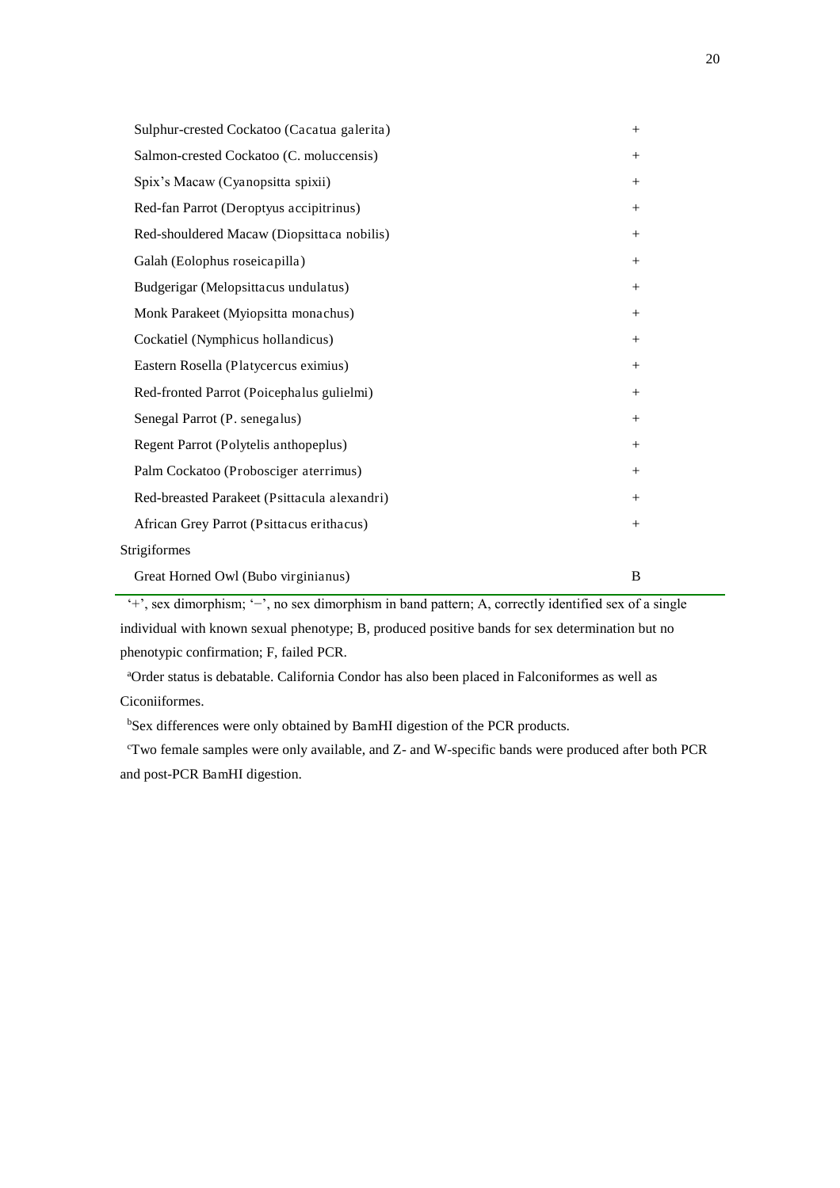| | |
|---|---|
| Sulphur-crested Cockatoo (Cacatua galerita) | + |
| Salmon-crested Cockatoo (C. moluccensis) | + |
| Spix's Macaw (Cyanopsitta spixii) | + |
| Red-fan Parrot (Deroptyus accipitrinus) | + |
| Red-shouldered Macaw (Diopsittaca nobilis) | + |
| Galah (Eolophus roseicapilla) | + |
| Budgerigar (Melopsittacus undulatus) | + |
| Monk Parakeet (Myiopsitta monachus) | + |
| Cockatiel (Nymphicus hollandicus) | + |
| Eastern Rosella (Platycercus eximius) | + |
| Red-fronted Parrot (Poicephalus gulielmi) | + |
| Senegal Parrot (P. senegalus) | + |
| Regent Parrot (Polytelis anthopeplus) | + |
| Palm Cockatoo (Probosciger aterrimus) | + |
| Red-breasted Parakeet (Psittacula alexandri) | + |
| African Grey Parrot (Psittacus erithacus) | + |
| Strigiformes | |
| Great Horned Owl (Bubo virginianus) | B |

'+', sex dimorphism; '−', no sex dimorphism in band pattern; A, correctly identified sex of a single individual with known sexual phenotype; B, produced positive bands for sex determination but no phenotypic confirmation; F, failed PCR.

[a]Order status is debatable. California Condor has also been placed in Falconiformes as well as Ciconiiformes.

[b]Sex differences were only obtained by BamHI digestion of the PCR products.

[c]Two female samples were only available, and Z- and W-specific bands were produced after both PCR and post-PCR BamHI digestion.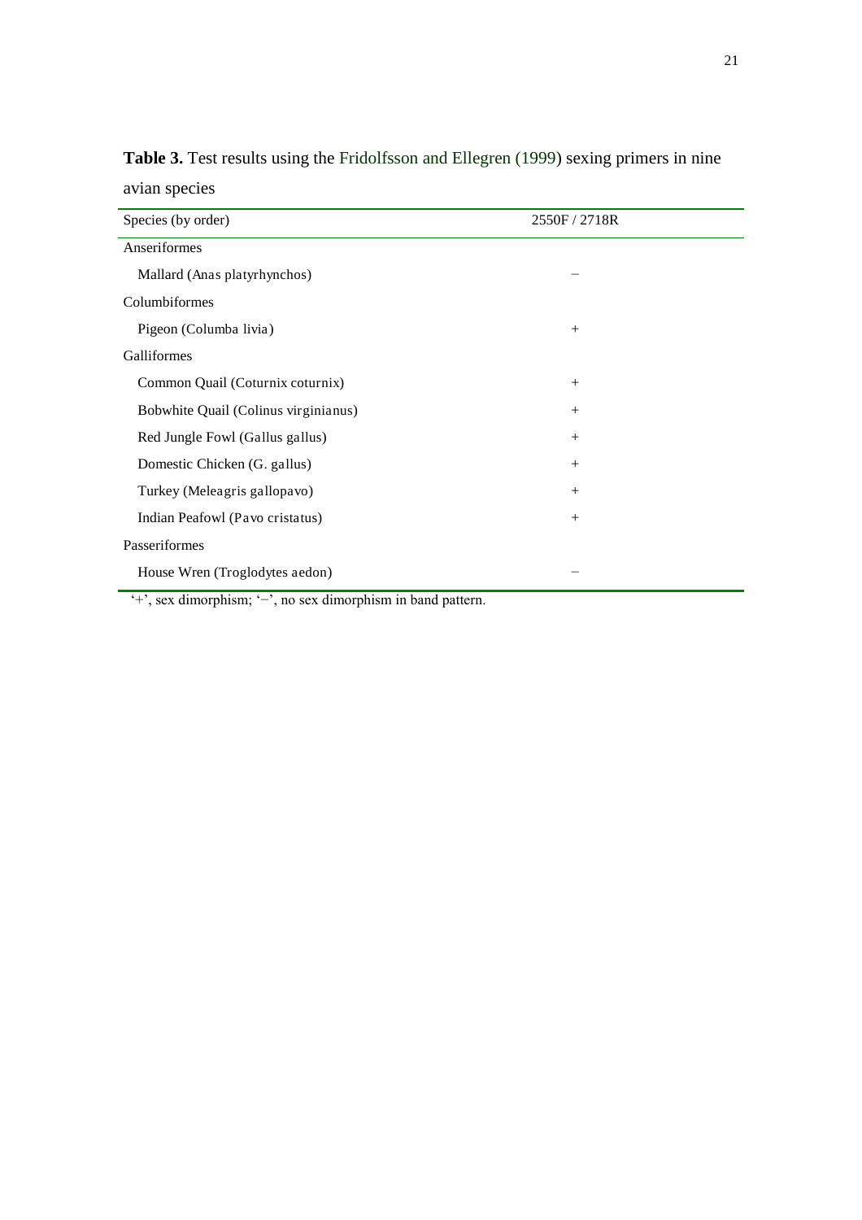**Table 3.** Test results using the Fridolfsson and Ellegren (1999) sexing primers in nine avian species

| Species (by order) | 2550F / 2718R |
|---|---|
| Anseriformes | |
| Mallard (Anas platyrhynchos) | − |
| Columbiformes | |
| Pigeon (Columba livia) | + |
| Galliformes | |
| Common Quail (Coturnix coturnix) | + |
| Bobwhite Quail (Colinus virginianus) | + |
| Red Jungle Fowl (Gallus gallus) | + |
| Domestic Chicken (G. gallus) | + |
| Turkey (Meleagris gallopavo) | + |
| Indian Peafowl (Pavo cristatus) | + |
| Passeriformes | |
| House Wren (Troglodytes aedon) | − |

'+', sex dimorphism; '−', no sex dimorphism in band pattern.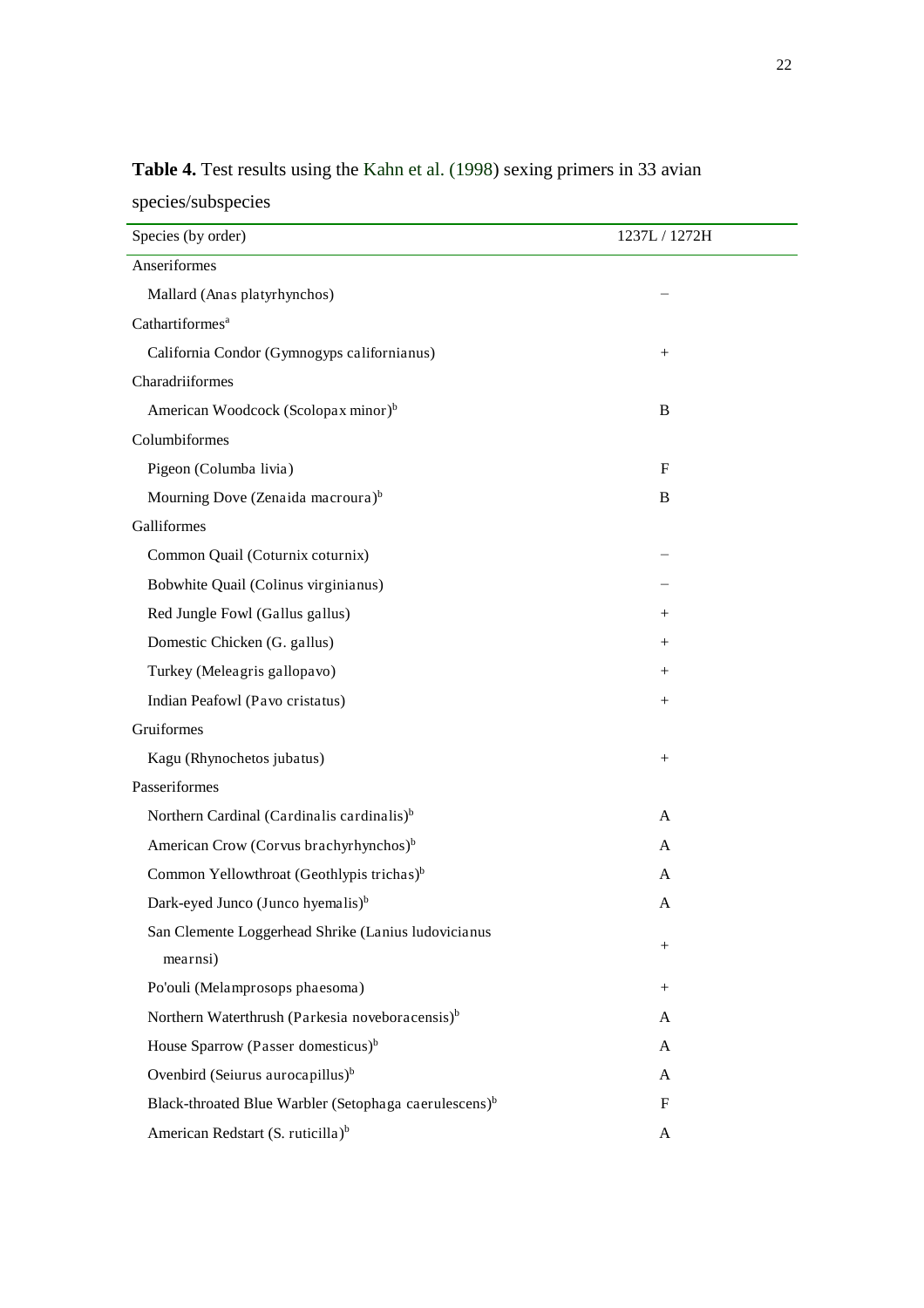**Table 4.** Test results using the Kahn et al. (1998) sexing primers in 33 avian species/subspecies

| Species (by order) | 1237L / 1272H |
|---|---|
| Anseriformes | |
| Mallard (Anas platyrhynchos) | − |
| Cathartiformes[a] | |
| California Condor (Gymnogyps californianus) | + |
| Charadriiformes | |
| American Woodcock (Scolopax minor)[b] | B |
| Columbiformes | |
| Pigeon (Columba livia) | F |
| Mourning Dove (Zenaida macroura)[b] | B |
| Galliformes | |
| Common Quail (Coturnix coturnix) | − |
| Bobwhite Quail (Colinus virginianus) | − |
| Red Jungle Fowl (Gallus gallus) | + |
| Domestic Chicken (G. gallus) | + |
| Turkey (Meleagris gallopavo) | + |
| Indian Peafowl (Pavo cristatus) | + |
| Gruiformes | |
| Kagu (Rhynochetos jubatus) | + |
| Passeriformes | |
| Northern Cardinal (Cardinalis cardinalis)[b] | A |
| American Crow (Corvus brachyrhynchos)[b] | A |
| Common Yellowthroat (Geothlypis trichas)[b] | A |
| Dark-eyed Junco (Junco hyemalis)[b] | A |
| San Clemente Loggerhead Shrike (Lanius ludovicianus mearnsi) | + |
| Po'ouli (Melamprosops phaesoma) | + |
| Northern Waterthrush (Parkesia noveboracensis)[b] | A |
| House Sparrow (Passer domesticus)[b] | A |
| Ovenbird (Seiurus aurocapillus)[b] | A |
| Black-throated Blue Warbler (Setophaga caerulescens)[b] | F |
| American Redstart (S. ruticilla)[b] | A |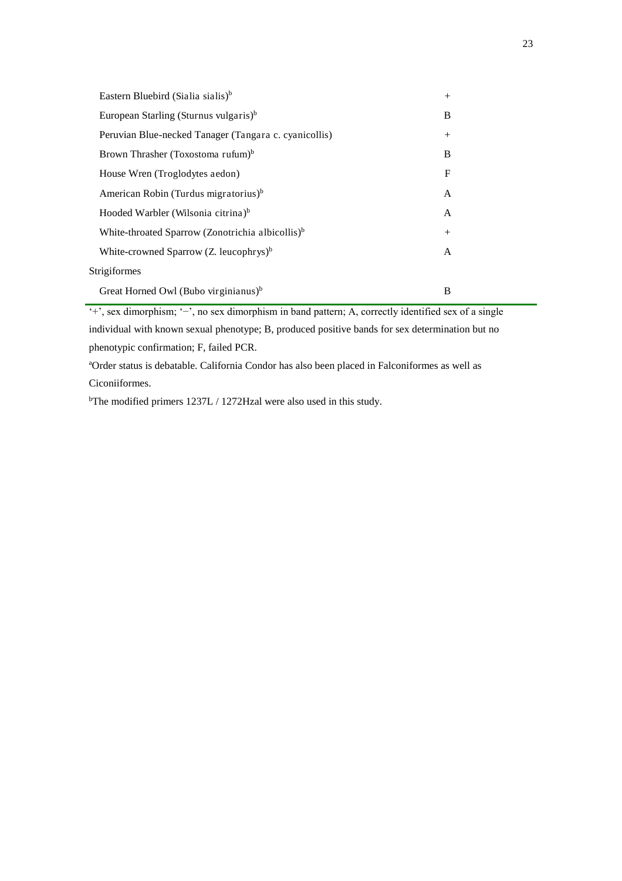| | |
|---|---|
| Eastern Bluebird (*Sialia sialis*)[b] | + |
| European Starling (*Sturnus vulgaris*)[b] | B |
| Peruvian Blue-necked Tanager (*Tangara c. cyanicollis*) | + |
| Brown Thrasher (*Toxostoma rufum*)[b] | B |
| House Wren (*Troglodytes aedon*) | F |
| American Robin (*Turdus migratorius*)[b] | A |
| Hooded Warbler (*Wilsonia citrina*)[b] | A |
| White-throated Sparrow (*Zonotrichia albicollis*)[b] | + |
| White-crowned Sparrow (*Z. leucophrys*)[b] | A |
| Strigiformes | |
| Great Horned Owl (*Bubo virginianus*)[b] | B |

'+', sex dimorphism; '−', no sex dimorphism in band pattern; A, correctly identified sex of a single individual with known sexual phenotype; B, produced positive bands for sex determination but no phenotypic confirmation; F, failed PCR.

[a]Order status is debatable. California Condor has also been placed in Falconiformes as well as Ciconiiformes.

[b]The modified primers 1237L / 1272Hzal were also used in this study.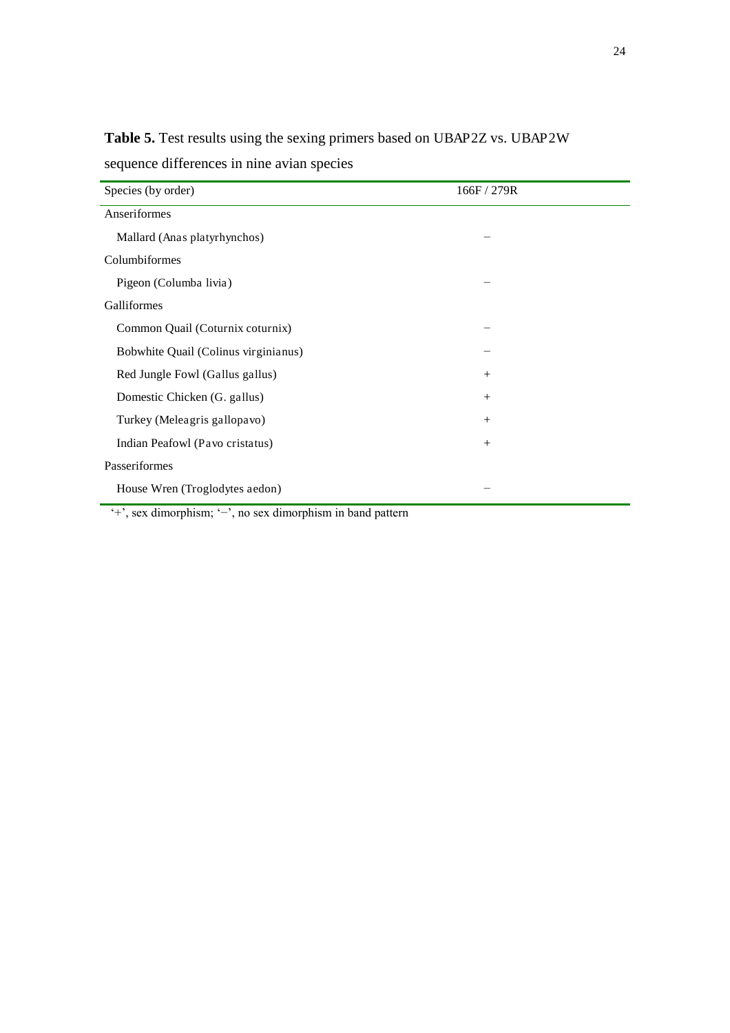**Table 5.** Test results using the sexing primers based on UBAP2Z vs. UBAP2W sequence differences in nine avian species

| Species (by order) | 166F / 279R |
|---|---|
| Anseriformes | |
| Mallard (Anas platyrhynchos) | − |
| Columbiformes | |
| Pigeon (Columba livia) | − |
| Galliformes | |
| Common Quail (Coturnix coturnix) | − |
| Bobwhite Quail (Colinus virginianus) | − |
| Red Jungle Fowl (Gallus gallus) | + |
| Domestic Chicken (G. gallus) | + |
| Turkey (Meleagris gallopavo) | + |
| Indian Peafowl (Pavo cristatus) | + |
| Passeriformes | |
| House Wren (Troglodytes aedon) | − |

'+', sex dimorphism; '−', no sex dimorphism in band pattern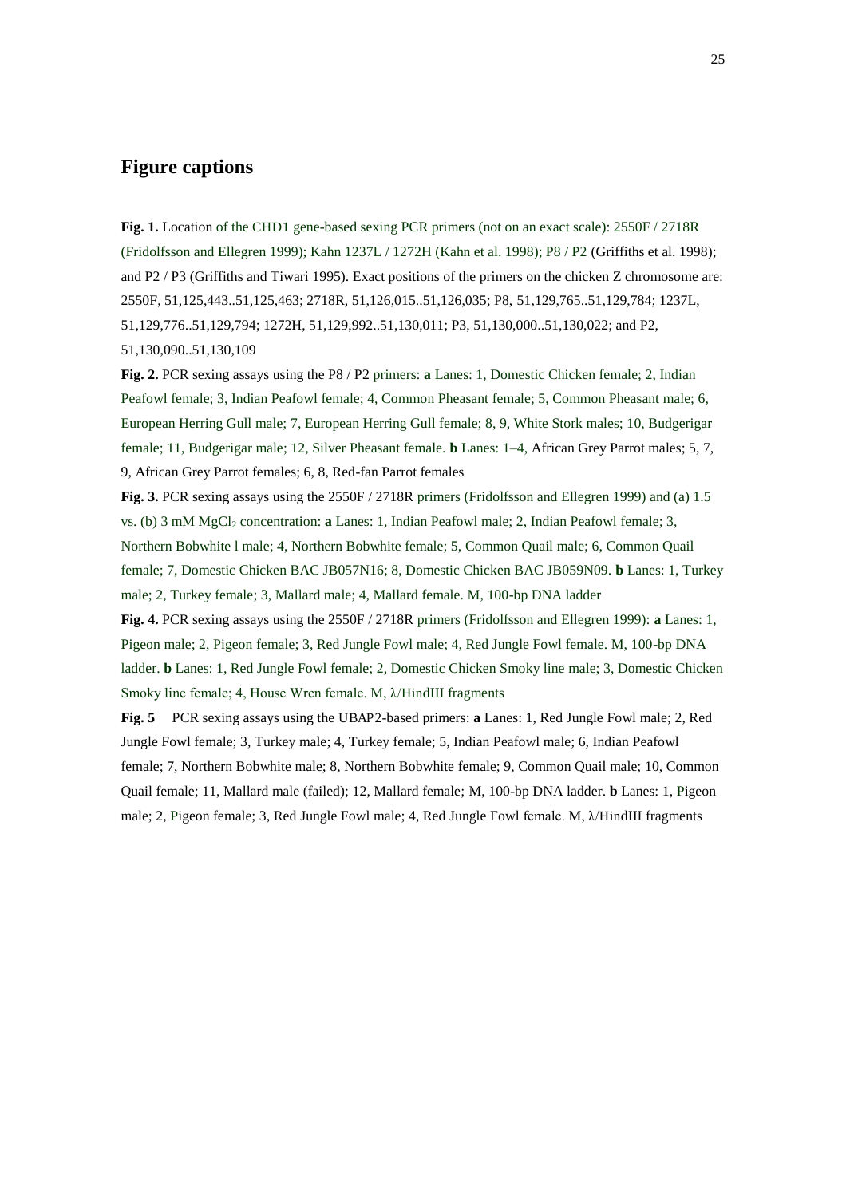## Figure captions

**Fig. 1.** Location of the CHD1 gene-based sexing PCR primers (not on an exact scale): 2550F / 2718R (Fridolfsson and Ellegren 1999); Kahn 1237L / 1272H (Kahn et al. 1998); P8 / P2 (Griffiths et al. 1998); and P2 / P3 (Griffiths and Tiwari 1995). Exact positions of the primers on the chicken Z chromosome are: 2550F, 51,125,443..51,125,463; 2718R, 51,126,015..51,126,035; P8, 51,129,765..51,129,784; 1237L, 51,129,776..51,129,794; 1272H, 51,129,992..51,130,011; P3, 51,130,000..51,130,022; and P2, 51,130,090..51,130,109

**Fig. 2.** PCR sexing assays using the P8 / P2 primers: **a** Lanes: 1, Domestic Chicken female; 2, Indian Peafowl female; 3, Indian Peafowl female; 4, Common Pheasant female; 5, Common Pheasant male; 6, European Herring Gull male; 7, European Herring Gull female; 8, 9, White Stork males; 10, Budgerigar female; 11, Budgerigar male; 12, Silver Pheasant female. **b** Lanes: 1–4, African Grey Parrot males; 5, 7, 9, African Grey Parrot females; 6, 8, Red-fan Parrot females

**Fig. 3.** PCR sexing assays using the 2550F / 2718R primers (Fridolfsson and Ellegren 1999) and (a) 1.5 vs. (b) 3 mM $MgCl_2$ concentration: **a** Lanes: 1, Indian Peafowl male; 2, Indian Peafowl female; 3, Northern Bobwhite l male; 4, Northern Bobwhite female; 5, Common Quail male; 6, Common Quail female; 7, Domestic Chicken BAC JB057N16; 8, Domestic Chicken BAC JB059N09. **b** Lanes: 1, Turkey male; 2, Turkey female; 3, Mallard male; 4, Mallard female. M, 100-bp DNA ladder

**Fig. 4.** PCR sexing assays using the 2550F / 2718R primers (Fridolfsson and Ellegren 1999): **a** Lanes: 1, Pigeon male; 2, Pigeon female; 3, Red Jungle Fowl male; 4, Red Jungle Fowl female. M, 100-bp DNA ladder. **b** Lanes: 1, Red Jungle Fowl female; 2, Domestic Chicken Smoky line male; 3, Domestic Chicken Smoky line female; 4, House Wren female. M, λ/HindIII fragments

**Fig. 5** PCR sexing assays using the UBAP2-based primers: **a** Lanes: 1, Red Jungle Fowl male; 2, Red Jungle Fowl female; 3, Turkey male; 4, Turkey female; 5, Indian Peafowl male; 6, Indian Peafowl female; 7, Northern Bobwhite male; 8, Northern Bobwhite female; 9, Common Quail male; 10, Common Quail female; 11, Mallard male (failed); 12, Mallard female; M, 100-bp DNA ladder. **b** Lanes: 1, Pigeon male; 2, Pigeon female; 3, Red Jungle Fowl male; 4, Red Jungle Fowl female. M, λ/HindIII fragments